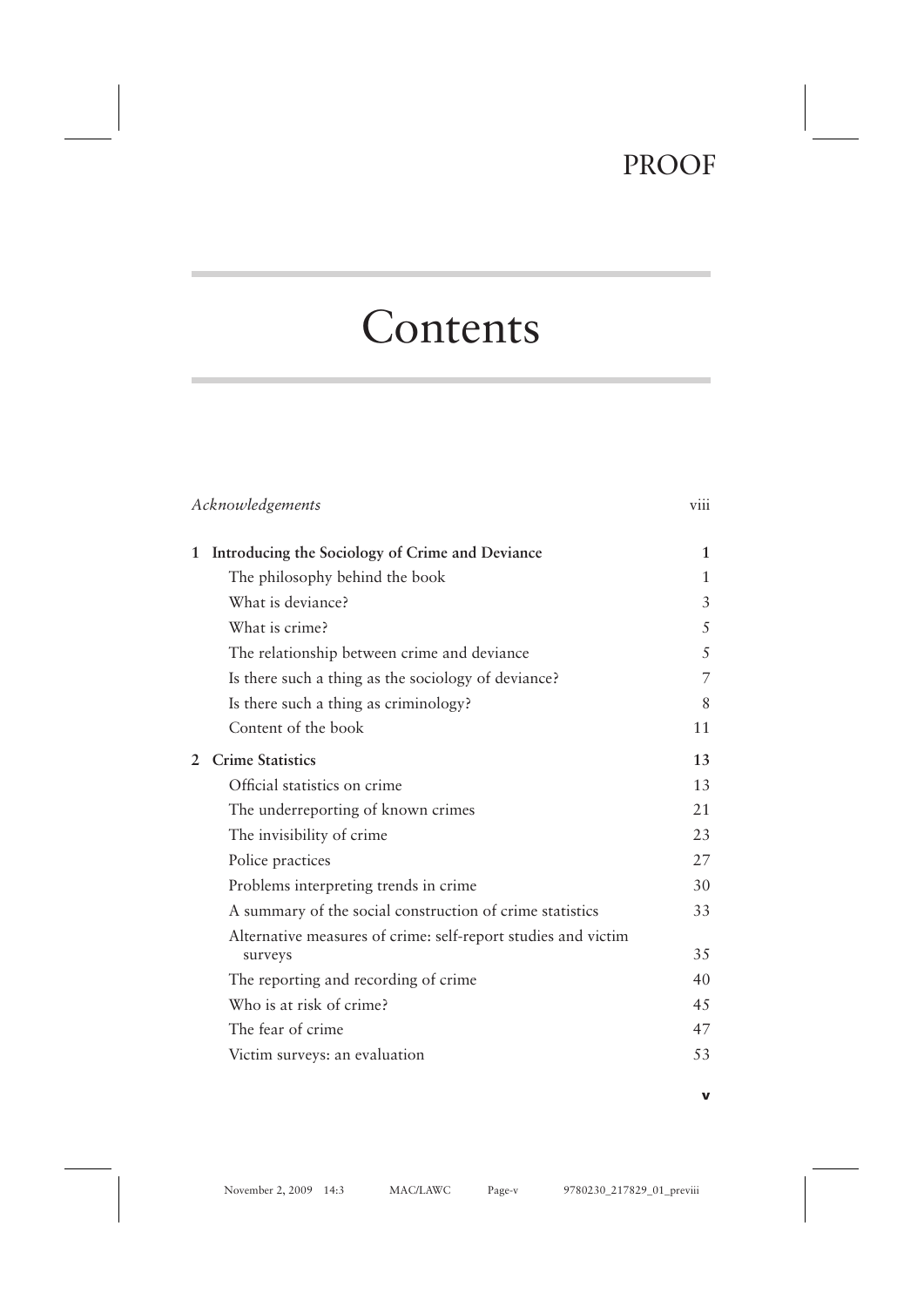# Contents

| | |
|---|---|
| *Acknowledgements* | viii |
| **1 Introducing the Sociology of Crime and Deviance** | **1** |
| The philosophy behind the book | 1 |
| What is deviance? | 3 |
| What is crime? | 5 |
| The relationship between crime and deviance | 5 |
| Is there such a thing as the sociology of deviance? | 7 |
| Is there such a thing as criminology? | 8 |
| Content of the book | 11 |
| **2 Crime Statistics** | **13** |
| Official statistics on crime | 13 |
| The underreporting of known crimes | 21 |
| The invisibility of crime | 23 |
| Police practices | 27 |
| Problems interpreting trends in crime | 30 |
| A summary of the social construction of crime statistics | 33 |
| Alternative measures of crime: self-report studies and victim surveys | 35 |
| The reporting and recording of crime | 40 |
| Who is at risk of crime? | 45 |
| The fear of crime | 47 |
| Victim surveys: an evaluation | 53 |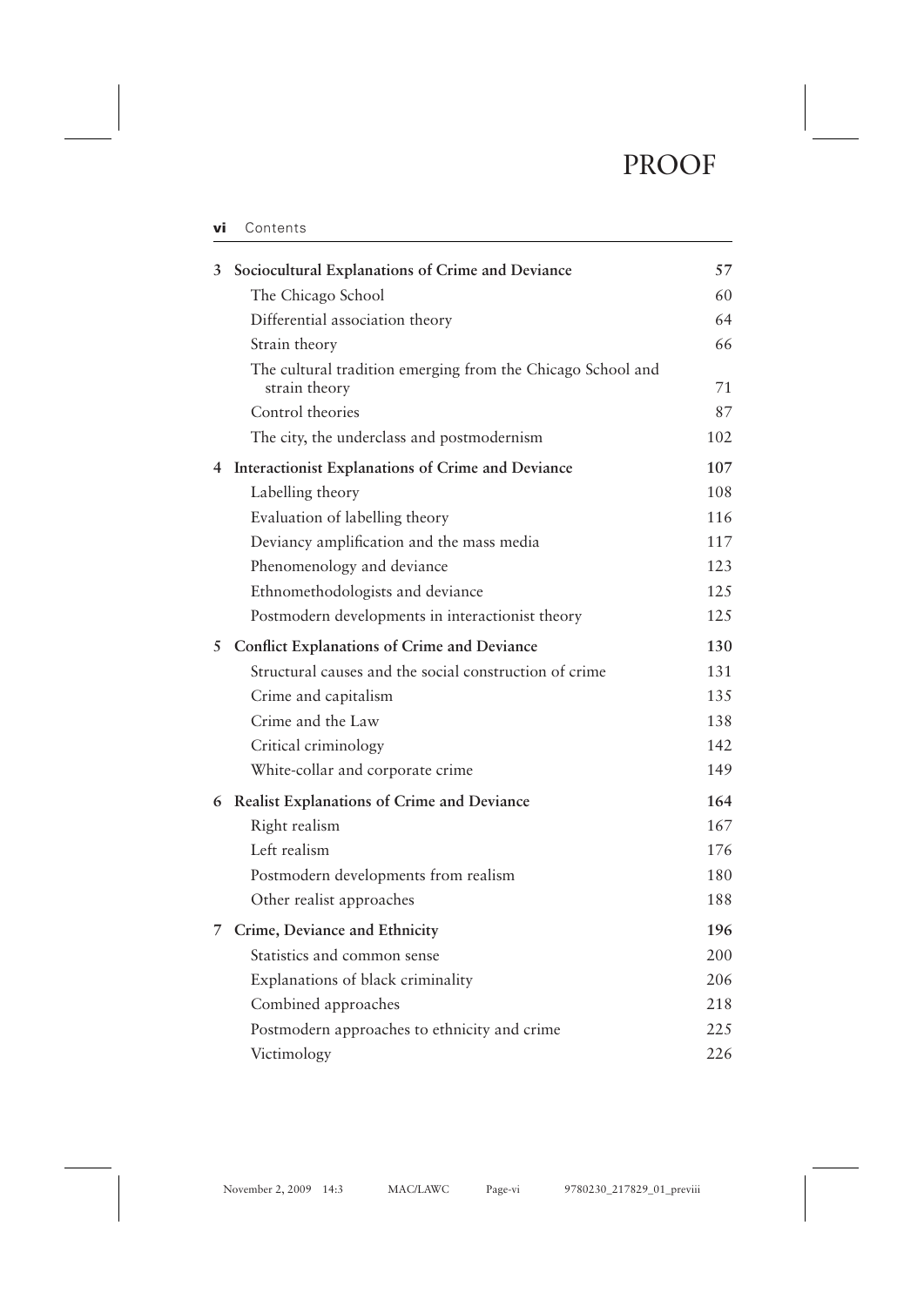| | | |
|---|---|---|
| 3 | **Sociocultural Explanations of Crime and Deviance** | **57** |
| | The Chicago School | 60 |
| | Differential association theory | 64 |
| | Strain theory | 66 |
| | The cultural tradition emerging from the Chicago School and strain theory | 71 |
| | Control theories | 87 |
| | The city, the underclass and postmodernism | 102 |
| 4 | **Interactionist Explanations of Crime and Deviance** | **107** |
| | Labelling theory | 108 |
| | Evaluation of labelling theory | 116 |
| | Deviancy amplification and the mass media | 117 |
| | Phenomenology and deviance | 123 |
| | Ethnomethodologists and deviance | 125 |
| | Postmodern developments in interactionist theory | 125 |
| 5 | **Conflict Explanations of Crime and Deviance** | **130** |
| | Structural causes and the social construction of crime | 131 |
| | Crime and capitalism | 135 |
| | Crime and the Law | 138 |
| | Critical criminology | 142 |
| | White-collar and corporate crime | 149 |
| 6 | **Realist Explanations of Crime and Deviance** | **164** |
| | Right realism | 167 |
| | Left realism | 176 |
| | Postmodern developments from realism | 180 |
| | Other realist approaches | 188 |
| 7 | **Crime, Deviance and Ethnicity** | **196** |
| | Statistics and common sense | 200 |
| | Explanations of black criminality | 206 |
| | Combined approaches | 218 |
| | Postmodern approaches to ethnicity and crime | 225 |
| | Victimology | 226 |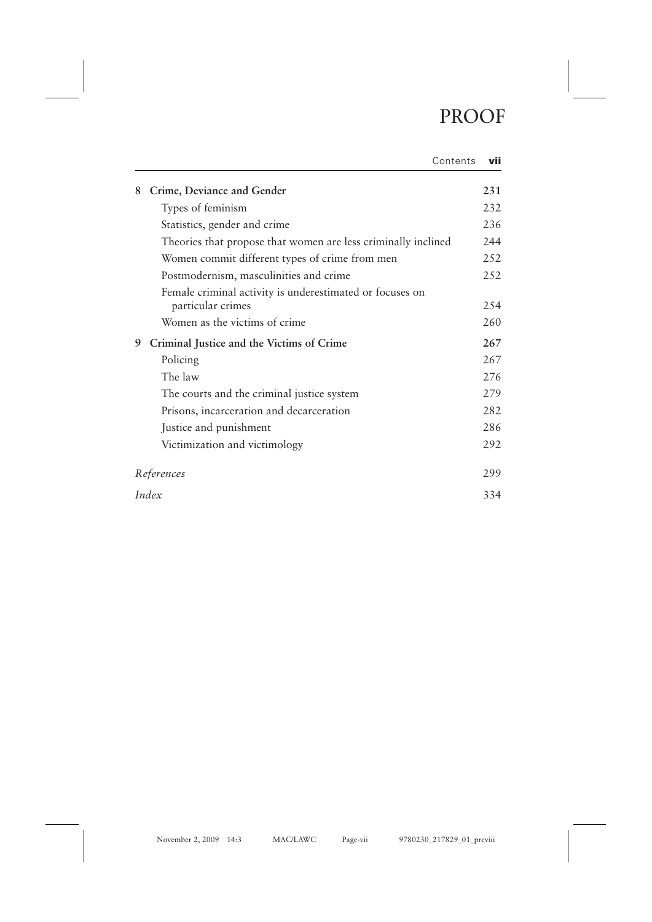**8 Crime, Deviance and Gender** **231**

- Types of feminism 232
- Statistics, gender and crime 236
- Theories that propose that women are less criminally inclined 244
- Women commit different types of crime from men 252
- Postmodernism, masculinities and crime 252
- Female criminal activity is underestimated or focuses on particular crimes 254
- Women as the victims of crime 260

**9 Criminal Justice and the Victims of Crime** **267**

- Policing 267
- The law 276
- The courts and the criminal justice system 279
- Prisons, incarceration and decarceration 282
- Justice and punishment 286
- Victimization and victimology 292

*References* 299

*Index* 334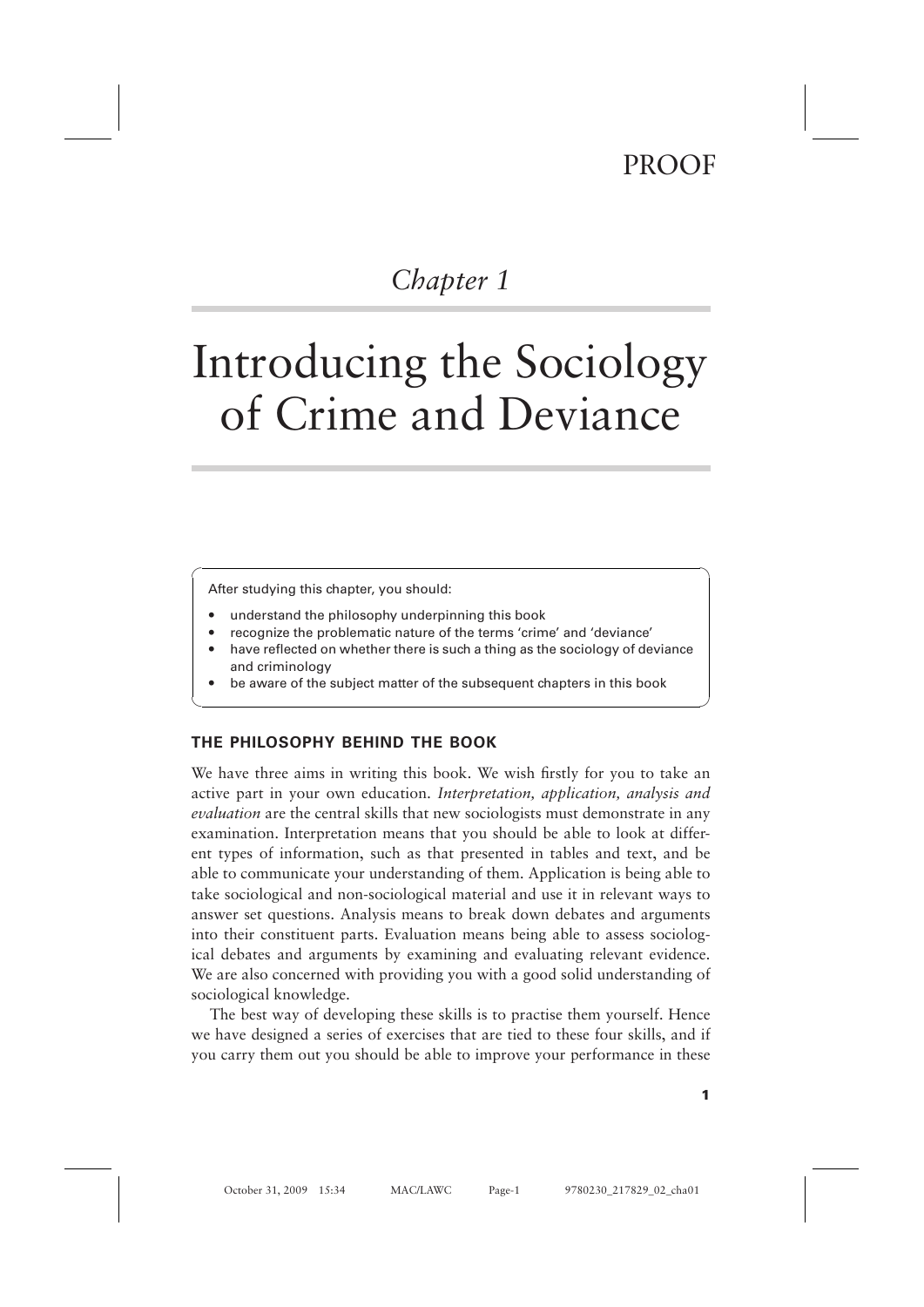# Chapter 1

# Introducing the Sociology of Crime and Deviance

After studying this chapter, you should:

- understand the philosophy underpinning this book
- recognize the problematic nature of the terms 'crime' and 'deviance'
- have reflected on whether there is such a thing as the sociology of deviance and criminology
- be aware of the subject matter of the subsequent chapters in this book

## THE PHILOSOPHY BEHIND THE BOOK

We have three aims in writing this book. We wish firstly for you to take an active part in your own education. *Interpretation, application, analysis and evaluation* are the central skills that new sociologists must demonstrate in any examination. Interpretation means that you should be able to look at different types of information, such as that presented in tables and text, and be able to communicate your understanding of them. Application is being able to take sociological and non-sociological material and use it in relevant ways to answer set questions. Analysis means to break down debates and arguments into their constituent parts. Evaluation means being able to assess sociological debates and arguments by examining and evaluating relevant evidence. We are also concerned with providing you with a good solid understanding of sociological knowledge.

The best way of developing these skills is to practise them yourself. Hence we have designed a series of exercises that are tied to these four skills, and if you carry them out you should be able to improve your performance in these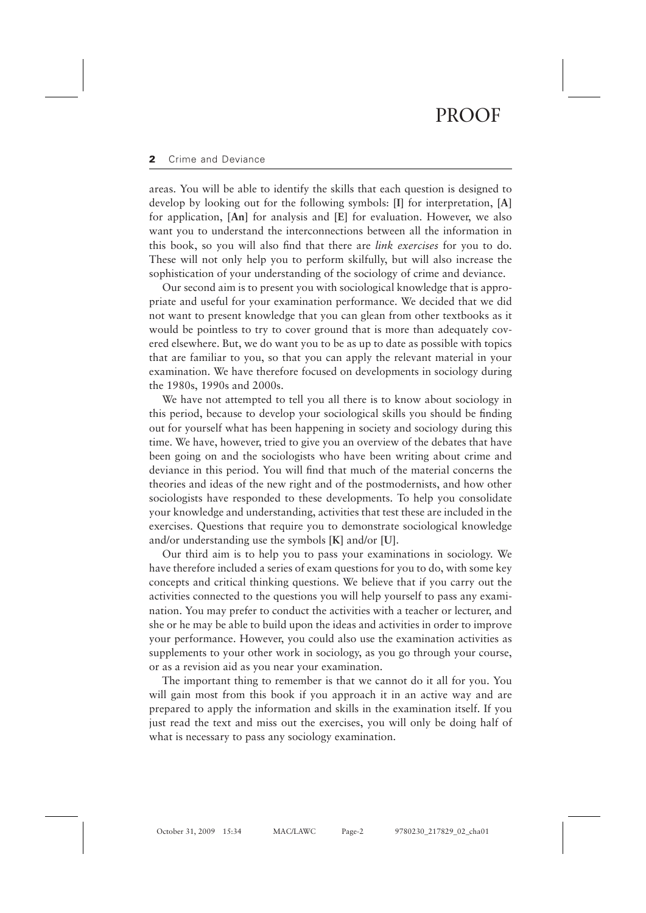areas. You will be able to identify the skills that each question is designed to develop by looking out for the following symbols: [**I**] for interpretation, [**A**] for application, [**An**] for analysis and [**E**] for evaluation. However, we also want you to understand the interconnections between all the information in this book, so you will also find that there are *link exercises* for you to do. These will not only help you to perform skilfully, but will also increase the sophistication of your understanding of the sociology of crime and deviance.

Our second aim is to present you with sociological knowledge that is appropriate and useful for your examination performance. We decided that we did not want to present knowledge that you can glean from other textbooks as it would be pointless to try to cover ground that is more than adequately covered elsewhere. But, we do want you to be as up to date as possible with topics that are familiar to you, so that you can apply the relevant material in your examination. We have therefore focused on developments in sociology during the 1980s, 1990s and 2000s.

We have not attempted to tell you all there is to know about sociology in this period, because to develop your sociological skills you should be finding out for yourself what has been happening in society and sociology during this time. We have, however, tried to give you an overview of the debates that have been going on and the sociologists who have been writing about crime and deviance in this period. You will find that much of the material concerns the theories and ideas of the new right and of the postmodernists, and how other sociologists have responded to these developments. To help you consolidate your knowledge and understanding, activities that test these are included in the exercises. Questions that require you to demonstrate sociological knowledge and/or understanding use the symbols [**K**] and/or [**U**].

Our third aim is to help you to pass your examinations in sociology. We have therefore included a series of exam questions for you to do, with some key concepts and critical thinking questions. We believe that if you carry out the activities connected to the questions you will help yourself to pass any examination. You may prefer to conduct the activities with a teacher or lecturer, and she or he may be able to build upon the ideas and activities in order to improve your performance. However, you could also use the examination activities as supplements to your other work in sociology, as you go through your course, or as a revision aid as you near your examination.

The important thing to remember is that we cannot do it all for you. You will gain most from this book if you approach it in an active way and are prepared to apply the information and skills in the examination itself. If you just read the text and miss out the exercises, you will only be doing half of what is necessary to pass any sociology examination.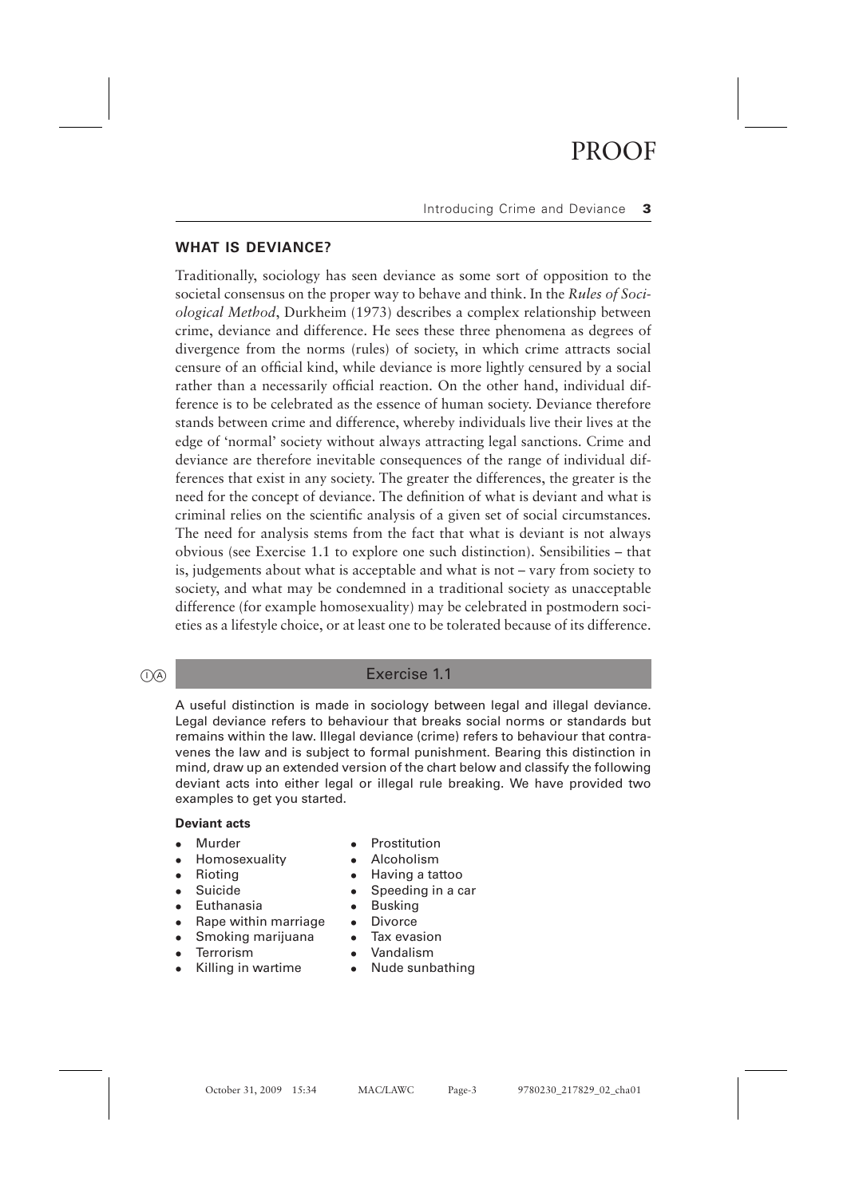## WHAT IS DEVIANCE?

Traditionally, sociology has seen deviance as some sort of opposition to the societal consensus on the proper way to behave and think. In the *Rules of Sociological Method*, Durkheim (1973) describes a complex relationship between crime, deviance and difference. He sees these three phenomena as degrees of divergence from the norms (rules) of society, in which crime attracts social censure of an official kind, while deviance is more lightly censured by a social rather than a necessarily official reaction. On the other hand, individual difference is to be celebrated as the essence of human society. Deviance therefore stands between crime and difference, whereby individuals live their lives at the edge of 'normal' society without always attracting legal sanctions. Crime and deviance are therefore inevitable consequences of the range of individual differences that exist in any society. The greater the differences, the greater is the need for the concept of deviance. The definition of what is deviant and what is criminal relies on the scientific analysis of a given set of social circumstances. The need for analysis stems from the fact that what is deviant is not always obvious (see Exercise 1.1 to explore one such distinction). Sensibilities – that is, judgements about what is acceptable and what is not – vary from society to society, and what may be condemned in a traditional society as unacceptable difference (for example homosexuality) may be celebrated in postmodern societies as a lifestyle choice, or at least one to be tolerated because of its difference.

### Exercise 1.1

A useful distinction is made in sociology between legal and illegal deviance. Legal deviance refers to behaviour that breaks social norms or standards but remains within the law. Illegal deviance (crime) refers to behaviour that contravenes the law and is subject to formal punishment. Bearing this distinction in mind, draw up an extended version of the chart below and classify the following deviant acts into either legal or illegal rule breaking. We have provided two examples to get you started.

**Deviant acts**

- Murder
- Homosexuality
- Rioting
- Suicide
- Euthanasia
- Rape within marriage
- Smoking marijuana
- Terrorism
- Killing in wartime
- Prostitution
- Alcoholism
- Having a tattoo
- Speeding in a car
- Busking
- Divorce
- Tax evasion
- Vandalism
- Nude sunbathing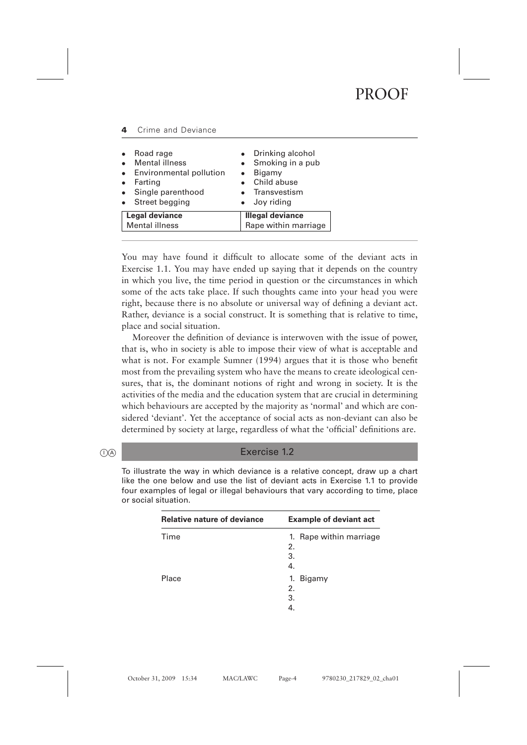- Road rage
- Mental illness
- Environmental pollution
- Farting
- Single parenthood
- Street begging
- Drinking alcohol
- Smoking in a pub
- Bigamy
- Child abuse
- Transvestism
- Joy riding

| **Legal deviance** | **Illegal deviance** |
|---|---|
| Mental illness | Rape within marriage |

You may have found it difficult to allocate some of the deviant acts in Exercise 1.1. You may have ended up saying that it depends on the country in which you live, the time period in question or the circumstances in which some of the acts take place. If such thoughts came into your head you were right, because there is no absolute or universal way of defining a deviant act. Rather, deviance is a social construct. It is something that is relative to time, place and social situation.

Moreover the definition of deviance is interwoven with the issue of power, that is, who in society is able to impose their view of what is acceptable and what is not. For example Sumner (1994) argues that it is those who benefit most from the prevailing system who have the means to create ideological censures, that is, the dominant notions of right and wrong in society. It is the activities of the media and the education system that are crucial in determining which behaviours are accepted by the majority as 'normal' and which are considered 'deviant'. Yet the acceptance of social acts as non-deviant can also be determined by society at large, regardless of what the 'official' definitions are.

## Exercise 1.2

To illustrate the way in which deviance is a relative concept, draw up a chart like the one below and use the list of deviant acts in Exercise 1.1 to provide four examples of legal or illegal behaviours that vary according to time, place or social situation.

| **Relative nature of deviance** | **Example of deviant act** |
|---|---|
| Time | 1. Rape within marriage<br>2.<br>3.<br>4. |
| Place | 1. Bigamy<br>2.<br>3.<br>4. |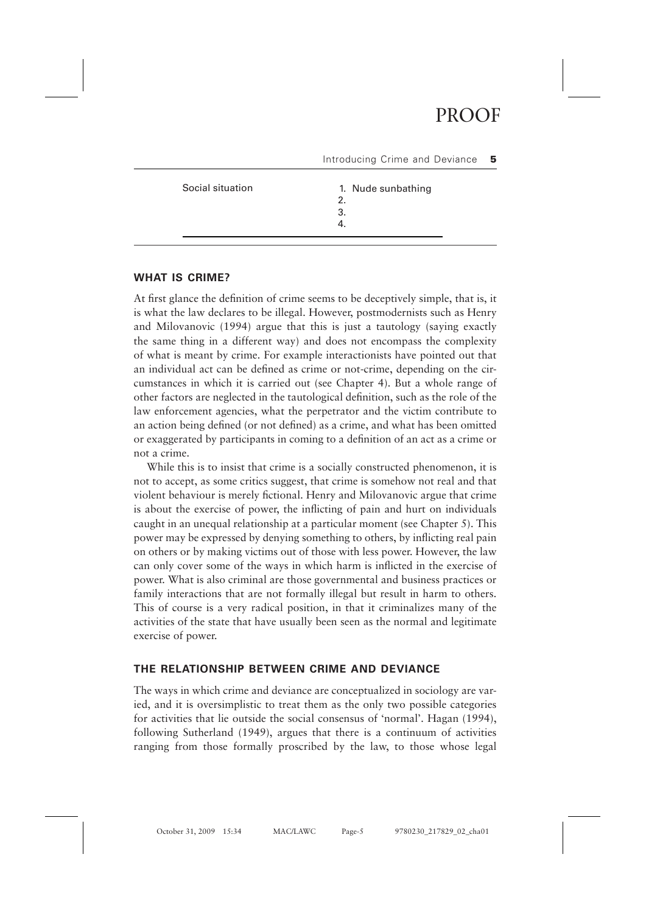| | |
|---|---|
| Social situation | 1. Nude sunbathing<br>2.<br>3.<br>4. |

## WHAT IS CRIME?

At first glance the definition of crime seems to be deceptively simple, that is, it is what the law declares to be illegal. However, postmodernists such as Henry and Milovanovic (1994) argue that this is just a tautology (saying exactly the same thing in a different way) and does not encompass the complexity of what is meant by crime. For example interactionists have pointed out that an individual act can be defined as crime or not-crime, depending on the circumstances in which it is carried out (see Chapter 4). But a whole range of other factors are neglected in the tautological definition, such as the role of the law enforcement agencies, what the perpetrator and the victim contribute to an action being defined (or not defined) as a crime, and what has been omitted or exaggerated by participants in coming to a definition of an act as a crime or not a crime.

While this is to insist that crime is a socially constructed phenomenon, it is not to accept, as some critics suggest, that crime is somehow not real and that violent behaviour is merely fictional. Henry and Milovanovic argue that crime is about the exercise of power, the inflicting of pain and hurt on individuals caught in an unequal relationship at a particular moment (see Chapter 5). This power may be expressed by denying something to others, by inflicting real pain on others or by making victims out of those with less power. However, the law can only cover some of the ways in which harm is inflicted in the exercise of power. What is also criminal are those governmental and business practices or family interactions that are not formally illegal but result in harm to others. This of course is a very radical position, in that it criminalizes many of the activities of the state that have usually been seen as the normal and legitimate exercise of power.

## THE RELATIONSHIP BETWEEN CRIME AND DEVIANCE

The ways in which crime and deviance are conceptualized in sociology are varied, and it is oversimplistic to treat them as the only two possible categories for activities that lie outside the social consensus of 'normal'. Hagan (1994), following Sutherland (1949), argues that there is a continuum of activities ranging from those formally proscribed by the law, to those whose legal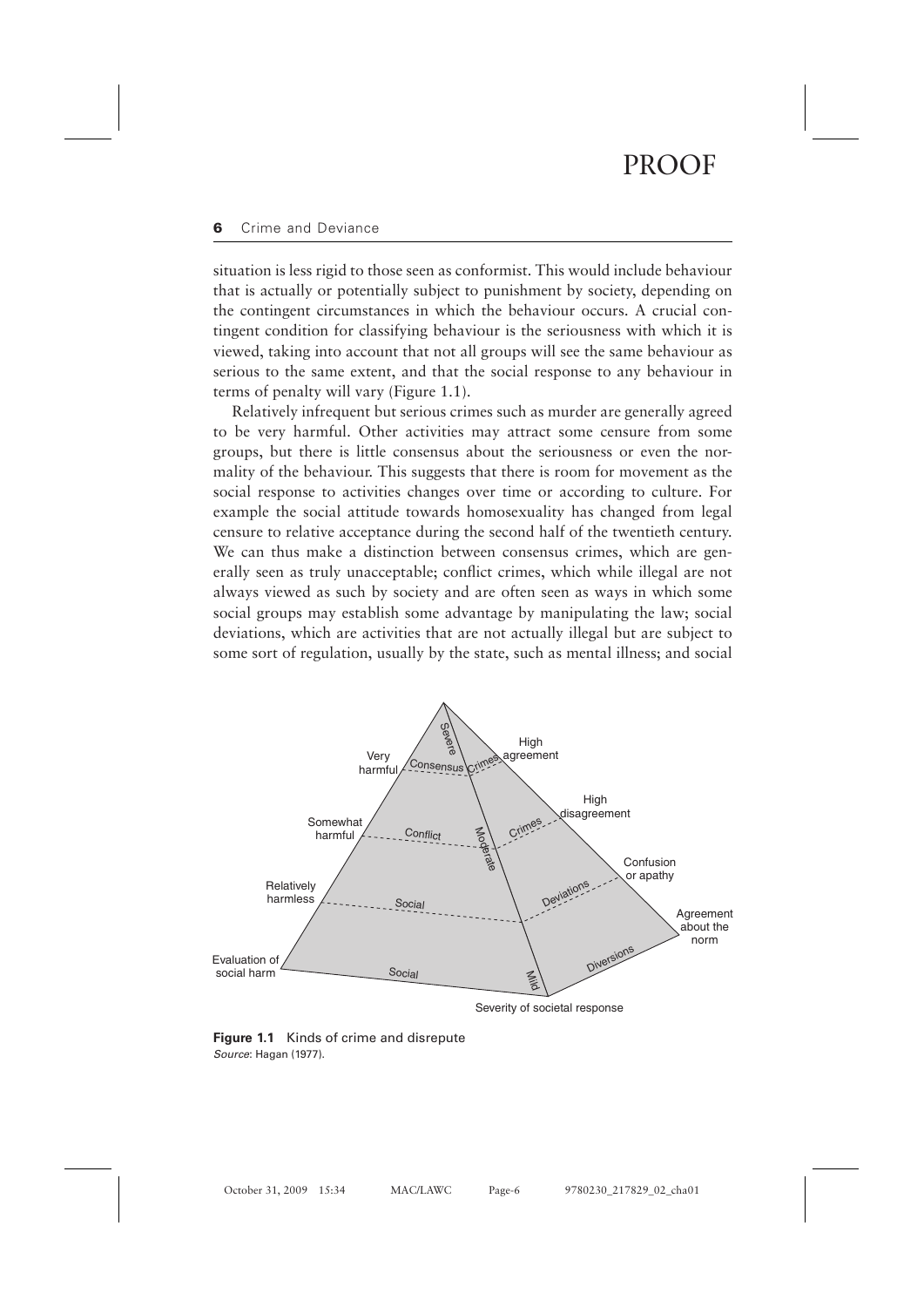situation is less rigid to those seen as conformist. This would include behaviour that is actually or potentially subject to punishment by society, depending on the contingent circumstances in which the behaviour occurs. A crucial contingent condition for classifying behaviour is the seriousness with which it is viewed, taking into account that not all groups will see the same behaviour as serious to the same extent, and that the social response to any behaviour in terms of penalty will vary (Figure 1.1).

Relatively infrequent but serious crimes such as murder are generally agreed to be very harmful. Other activities may attract some censure from some groups, but there is little consensus about the seriousness or even the normality of the behaviour. This suggests that there is room for movement as the social response to activities changes over time or according to culture. For example the social attitude towards homosexuality has changed from legal censure to relative acceptance during the second half of the twentieth century. We can thus make a distinction between consensus crimes, which are generally seen as truly unacceptable; conflict crimes, which while illegal are not always viewed as such by society and are often seen as ways in which some social groups may establish some advantage by manipulating the law; social deviations, which are activities that are not actually illegal but are subject to some sort of regulation, usually by the state, such as mental illness; and social

**Figure 1.1** Kinds of crime and disrepute
*Source*: Hagan (1977).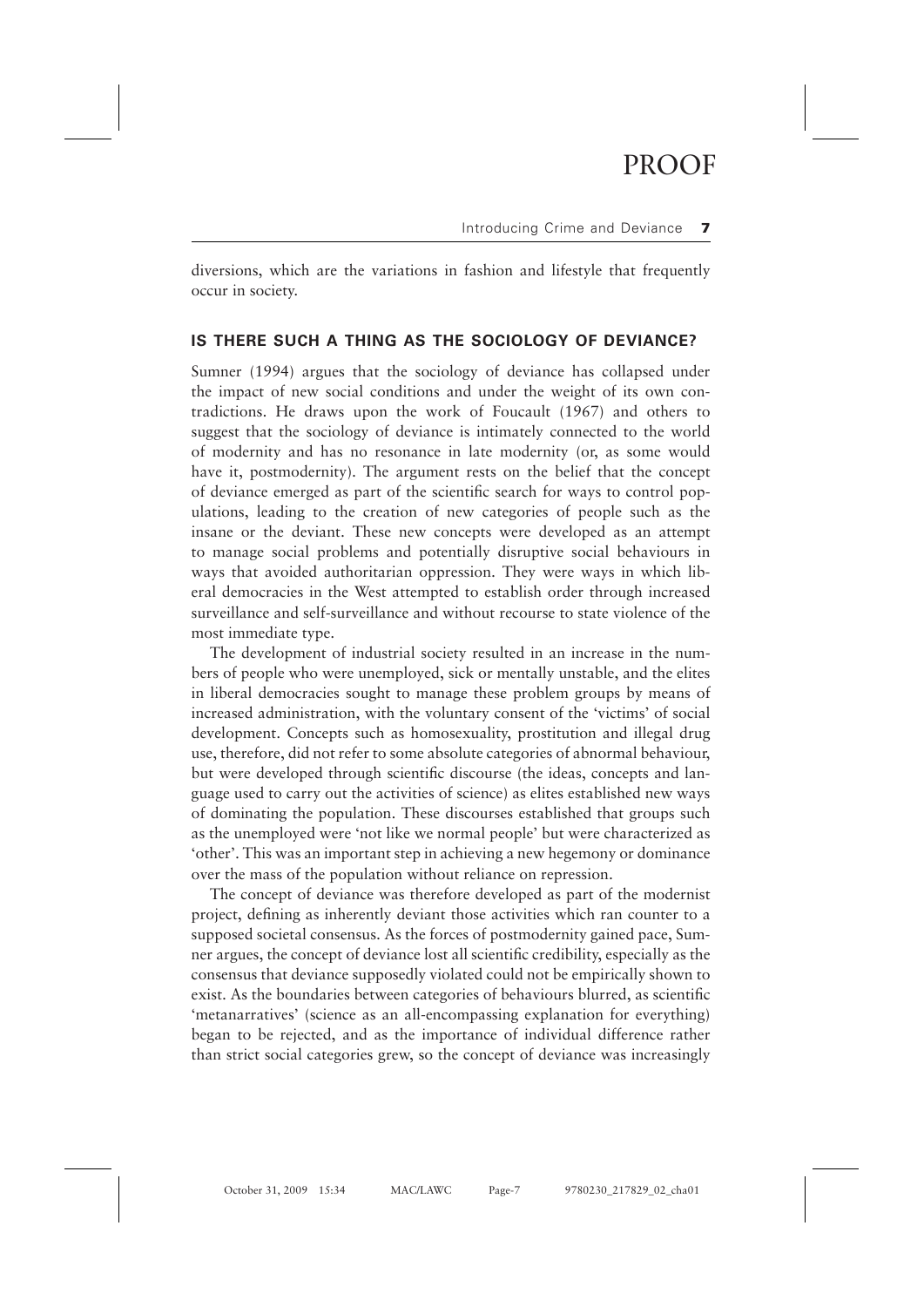diversions, which are the variations in fashion and lifestyle that frequently occur in society.

## IS THERE SUCH A THING AS THE SOCIOLOGY OF DEVIANCE?

Sumner (1994) argues that the sociology of deviance has collapsed under the impact of new social conditions and under the weight of its own contradictions. He draws upon the work of Foucault (1967) and others to suggest that the sociology of deviance is intimately connected to the world of modernity and has no resonance in late modernity (or, as some would have it, postmodernity). The argument rests on the belief that the concept of deviance emerged as part of the scientific search for ways to control populations, leading to the creation of new categories of people such as the insane or the deviant. These new concepts were developed as an attempt to manage social problems and potentially disruptive social behaviours in ways that avoided authoritarian oppression. They were ways in which liberal democracies in the West attempted to establish order through increased surveillance and self-surveillance and without recourse to state violence of the most immediate type.

The development of industrial society resulted in an increase in the numbers of people who were unemployed, sick or mentally unstable, and the elites in liberal democracies sought to manage these problem groups by means of increased administration, with the voluntary consent of the 'victims' of social development. Concepts such as homosexuality, prostitution and illegal drug use, therefore, did not refer to some absolute categories of abnormal behaviour, but were developed through scientific discourse (the ideas, concepts and language used to carry out the activities of science) as elites established new ways of dominating the population. These discourses established that groups such as the unemployed were 'not like we normal people' but were characterized as 'other'. This was an important step in achieving a new hegemony or dominance over the mass of the population without reliance on repression.

The concept of deviance was therefore developed as part of the modernist project, defining as inherently deviant those activities which ran counter to a supposed societal consensus. As the forces of postmodernity gained pace, Sumner argues, the concept of deviance lost all scientific credibility, especially as the consensus that deviance supposedly violated could not be empirically shown to exist. As the boundaries between categories of behaviours blurred, as scientific 'metanarratives' (science as an all-encompassing explanation for everything) began to be rejected, and as the importance of individual difference rather than strict social categories grew, so the concept of deviance was increasingly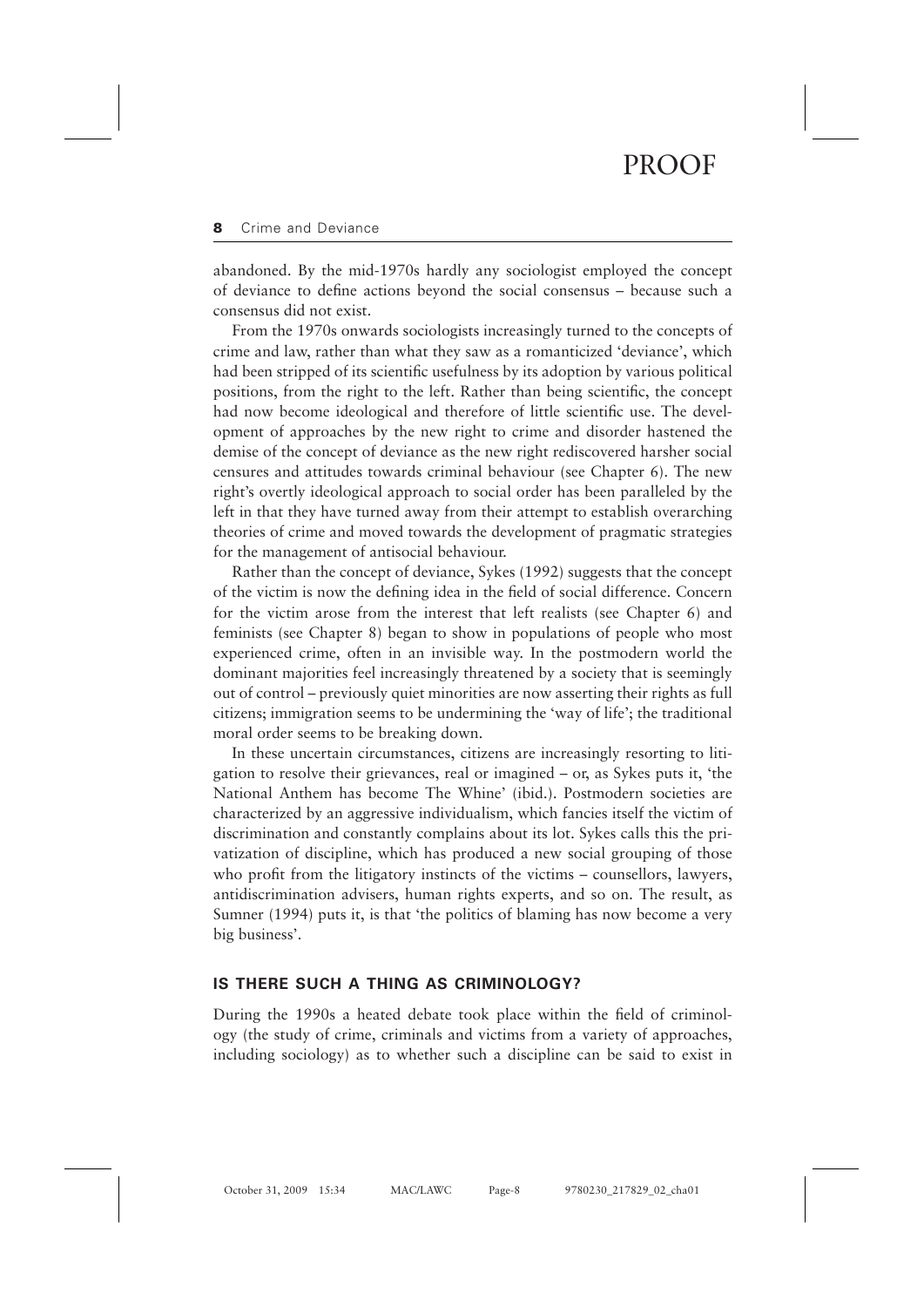abandoned. By the mid-1970s hardly any sociologist employed the concept of deviance to define actions beyond the social consensus – because such a consensus did not exist.

From the 1970s onwards sociologists increasingly turned to the concepts of crime and law, rather than what they saw as a romanticized 'deviance', which had been stripped of its scientific usefulness by its adoption by various political positions, from the right to the left. Rather than being scientific, the concept had now become ideological and therefore of little scientific use. The development of approaches by the new right to crime and disorder hastened the demise of the concept of deviance as the new right rediscovered harsher social censures and attitudes towards criminal behaviour (see Chapter 6). The new right's overtly ideological approach to social order has been paralleled by the left in that they have turned away from their attempt to establish overarching theories of crime and moved towards the development of pragmatic strategies for the management of antisocial behaviour.

Rather than the concept of deviance, Sykes (1992) suggests that the concept of the victim is now the defining idea in the field of social difference. Concern for the victim arose from the interest that left realists (see Chapter 6) and feminists (see Chapter 8) began to show in populations of people who most experienced crime, often in an invisible way. In the postmodern world the dominant majorities feel increasingly threatened by a society that is seemingly out of control – previously quiet minorities are now asserting their rights as full citizens; immigration seems to be undermining the 'way of life'; the traditional moral order seems to be breaking down.

In these uncertain circumstances, citizens are increasingly resorting to litigation to resolve their grievances, real or imagined – or, as Sykes puts it, 'the National Anthem has become The Whine' (ibid.). Postmodern societies are characterized by an aggressive individualism, which fancies itself the victim of discrimination and constantly complains about its lot. Sykes calls this the privatization of discipline, which has produced a new social grouping of those who profit from the litigatory instincts of the victims – counsellors, lawyers, antidiscrimination advisers, human rights experts, and so on. The result, as Sumner (1994) puts it, is that 'the politics of blaming has now become a very big business'.

## IS THERE SUCH A THING AS CRIMINOLOGY?

During the 1990s a heated debate took place within the field of criminology (the study of crime, criminals and victims from a variety of approaches, including sociology) as to whether such a discipline can be said to exist in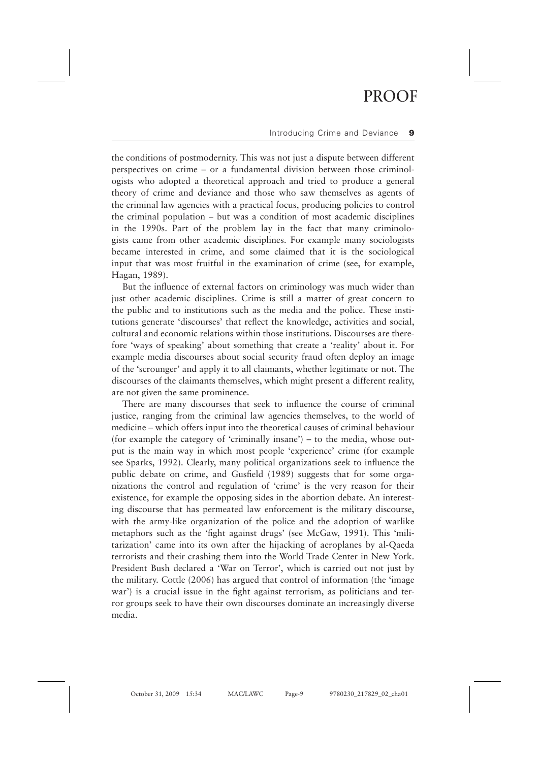the conditions of postmodernity. This was not just a dispute between different perspectives on crime – or a fundamental division between those criminologists who adopted a theoretical approach and tried to produce a general theory of crime and deviance and those who saw themselves as agents of the criminal law agencies with a practical focus, producing policies to control the criminal population – but was a condition of most academic disciplines in the 1990s. Part of the problem lay in the fact that many criminologists came from other academic disciplines. For example many sociologists became interested in crime, and some claimed that it is the sociological input that was most fruitful in the examination of crime (see, for example, Hagan, 1989).

But the influence of external factors on criminology was much wider than just other academic disciplines. Crime is still a matter of great concern to the public and to institutions such as the media and the police. These institutions generate 'discourses' that reflect the knowledge, activities and social, cultural and economic relations within those institutions. Discourses are therefore 'ways of speaking' about something that create a 'reality' about it. For example media discourses about social security fraud often deploy an image of the 'scrounger' and apply it to all claimants, whether legitimate or not. The discourses of the claimants themselves, which might present a different reality, are not given the same prominence.

There are many discourses that seek to influence the course of criminal justice, ranging from the criminal law agencies themselves, to the world of medicine – which offers input into the theoretical causes of criminal behaviour (for example the category of 'criminally insane') – to the media, whose output is the main way in which most people 'experience' crime (for example see Sparks, 1992). Clearly, many political organizations seek to influence the public debate on crime, and Gusfield (1989) suggests that for some organizations the control and regulation of 'crime' is the very reason for their existence, for example the opposing sides in the abortion debate. An interesting discourse that has permeated law enforcement is the military discourse, with the army-like organization of the police and the adoption of warlike metaphors such as the 'fight against drugs' (see McGaw, 1991). This 'militarization' came into its own after the hijacking of aeroplanes by al-Qaeda terrorists and their crashing them into the World Trade Center in New York. President Bush declared a 'War on Terror', which is carried out not just by the military. Cottle (2006) has argued that control of information (the 'image war') is a crucial issue in the fight against terrorism, as politicians and terror groups seek to have their own discourses dominate an increasingly diverse media.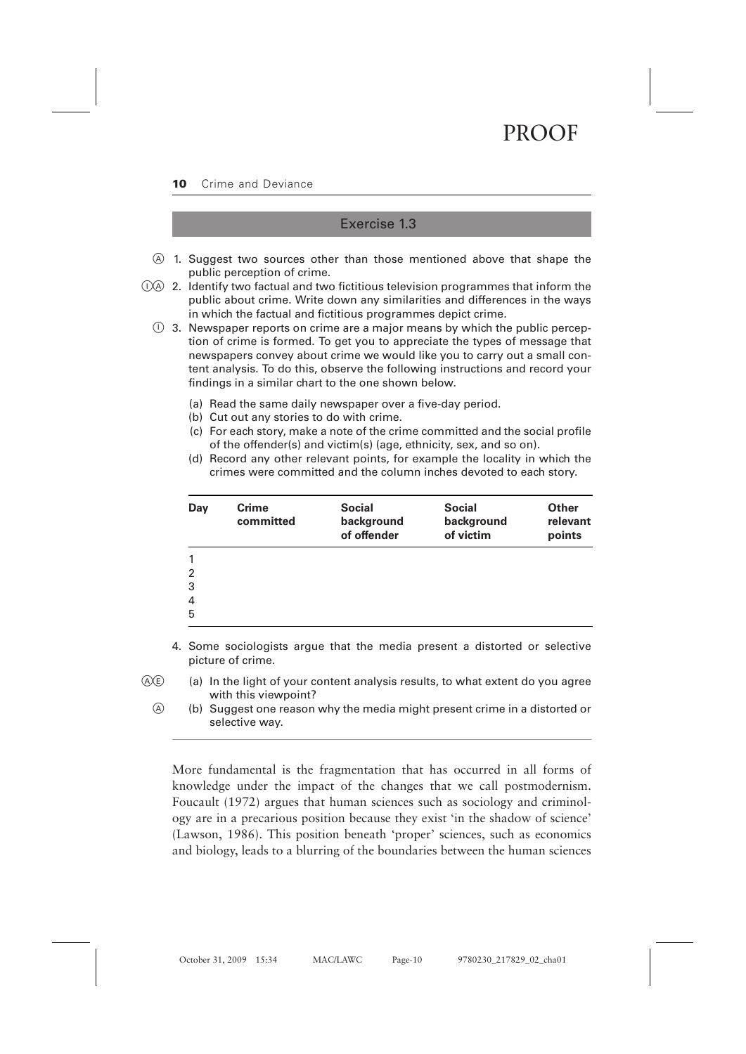## Exercise 1.3

Ⓐ 1. Suggest two sources other than those mentioned above that shape the public perception of crime.

ⒾⒶ 2. Identify two factual and two fictitious television programmes that inform the public about crime. Write down any similarities and differences in the ways in which the factual and fictitious programmes depict crime.

Ⓘ 3. Newspaper reports on crime are a major means by which the public perception of crime is formed. To get you to appreciate the types of message that newspapers convey about crime we would like you to carry out a small content analysis. To do this, observe the following instructions and record your findings in a similar chart to the one shown below.

   (a) Read the same daily newspaper over a five-day period.
   (b) Cut out any stories to do with crime.
   (c) For each story, make a note of the crime committed and the social profile of the offender(s) and victim(s) (age, ethnicity, sex, and so on).
   (d) Record any other relevant points, for example the locality in which the crimes were committed and the column inches devoted to each story.

| Day | Crime committed | Social background of offender | Social background of victim | Other relevant points |
|---|---|---|---|---|
| 1 | | | | |
| 2 | | | | |
| 3 | | | | |
| 4 | | | | |
| 5 | | | | |

4. Some sociologists argue that the media present a distorted or selective picture of crime.

   ⒶⒺ (a) In the light of your content analysis results, to what extent do you agree with this viewpoint?

   Ⓐ (b) Suggest one reason why the media might present crime in a distorted or selective way.

---

More fundamental is the fragmentation that has occurred in all forms of knowledge under the impact of the changes that we call postmodernism. Foucault (1972) argues that human sciences such as sociology and criminology are in a precarious position because they exist 'in the shadow of science' (Lawson, 1986). This position beneath 'proper' sciences, such as economics and biology, leads to a blurring of the boundaries between the human sciences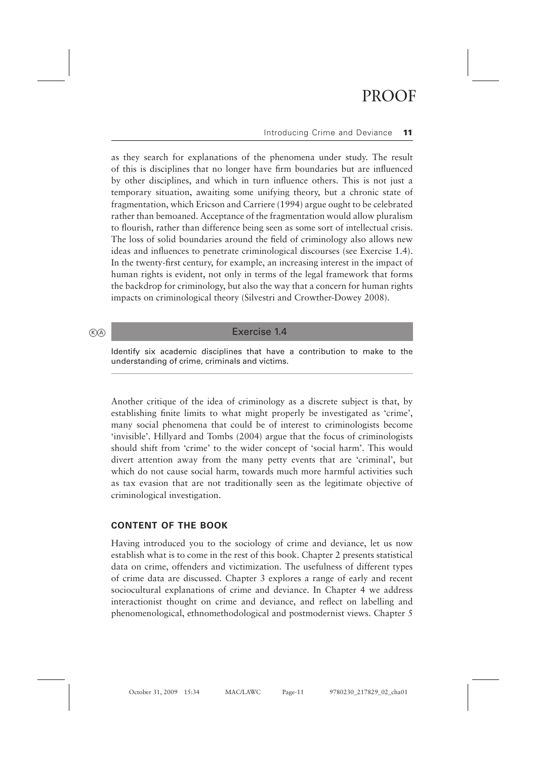as they search for explanations of the phenomena under study. The result of this is disciplines that no longer have firm boundaries but are influenced by other disciplines, and which in turn influence others. This is not just a temporary situation, awaiting some unifying theory, but a chronic state of fragmentation, which Ericson and Carriere (1994) argue ought to be celebrated rather than bemoaned. Acceptance of the fragmentation would allow pluralism to flourish, rather than difference being seen as some sort of intellectual crisis. The loss of solid boundaries around the field of criminology also allows new ideas and influences to penetrate criminological discourses (see Exercise 1.4). In the twenty-first century, for example, an increasing interest in the impact of human rights is evident, not only in terms of the legal framework that forms the backdrop for criminology, but also the way that a concern for human rights impacts on criminological theory (Silvestri and Crowther-Dowey 2008).

### Exercise 1.4

Identify six academic disciplines that have a contribution to make to the understanding of crime, criminals and victims.

Another critique of the idea of criminology as a discrete subject is that, by establishing finite limits to what might properly be investigated as 'crime', many social phenomena that could be of interest to criminologists become 'invisible'. Hillyard and Tombs (2004) argue that the focus of criminologists should shift from 'crime' to the wider concept of 'social harm'. This would divert attention away from the many petty events that are 'criminal', but which do not cause social harm, towards much more harmful activities such as tax evasion that are not traditionally seen as the legitimate objective of criminological investigation.

## CONTENT OF THE BOOK

Having introduced you to the sociology of crime and deviance, let us now establish what is to come in the rest of this book. Chapter 2 presents statistical data on crime, offenders and victimization. The usefulness of different types of crime data are discussed. Chapter 3 explores a range of early and recent sociocultural explanations of crime and deviance. In Chapter 4 we address interactionist thought on crime and deviance, and reflect on labelling and phenomenological, ethnomethodological and postmodernist views. Chapter 5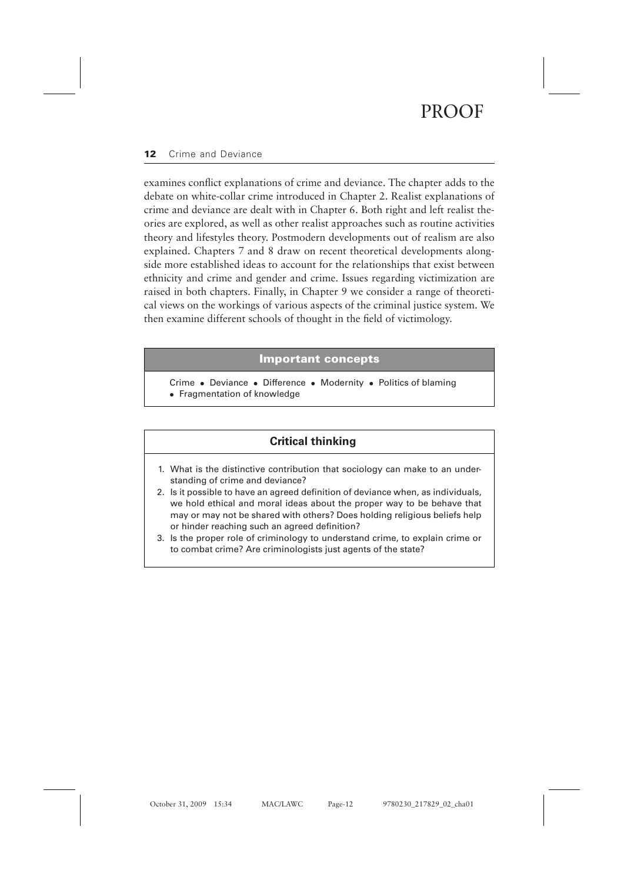examines conflict explanations of crime and deviance. The chapter adds to the debate on white-collar crime introduced in Chapter 2. Realist explanations of crime and deviance are dealt with in Chapter 6. Both right and left realist theories are explored, as well as other realist approaches such as routine activities theory and lifestyles theory. Postmodern developments out of realism are also explained. Chapters 7 and 8 draw on recent theoretical developments alongside more established ideas to account for the relationships that exist between ethnicity and crime and gender and crime. Issues regarding victimization are raised in both chapters. Finally, in Chapter 9 we consider a range of theoretical views on the workings of various aspects of the criminal justice system. We then examine different schools of thought in the field of victimology.

## Important concepts

Crime • Deviance • Difference • Modernity • Politics of blaming • Fragmentation of knowledge

## Critical thinking

1. What is the distinctive contribution that sociology can make to an understanding of crime and deviance?
2. Is it possible to have an agreed definition of deviance when, as individuals, we hold ethical and moral ideas about the proper way to be behave that may or may not be shared with others? Does holding religious beliefs help or hinder reaching such an agreed definition?
3. Is the proper role of criminology to understand crime, to explain crime or to combat crime? Are criminologists just agents of the state?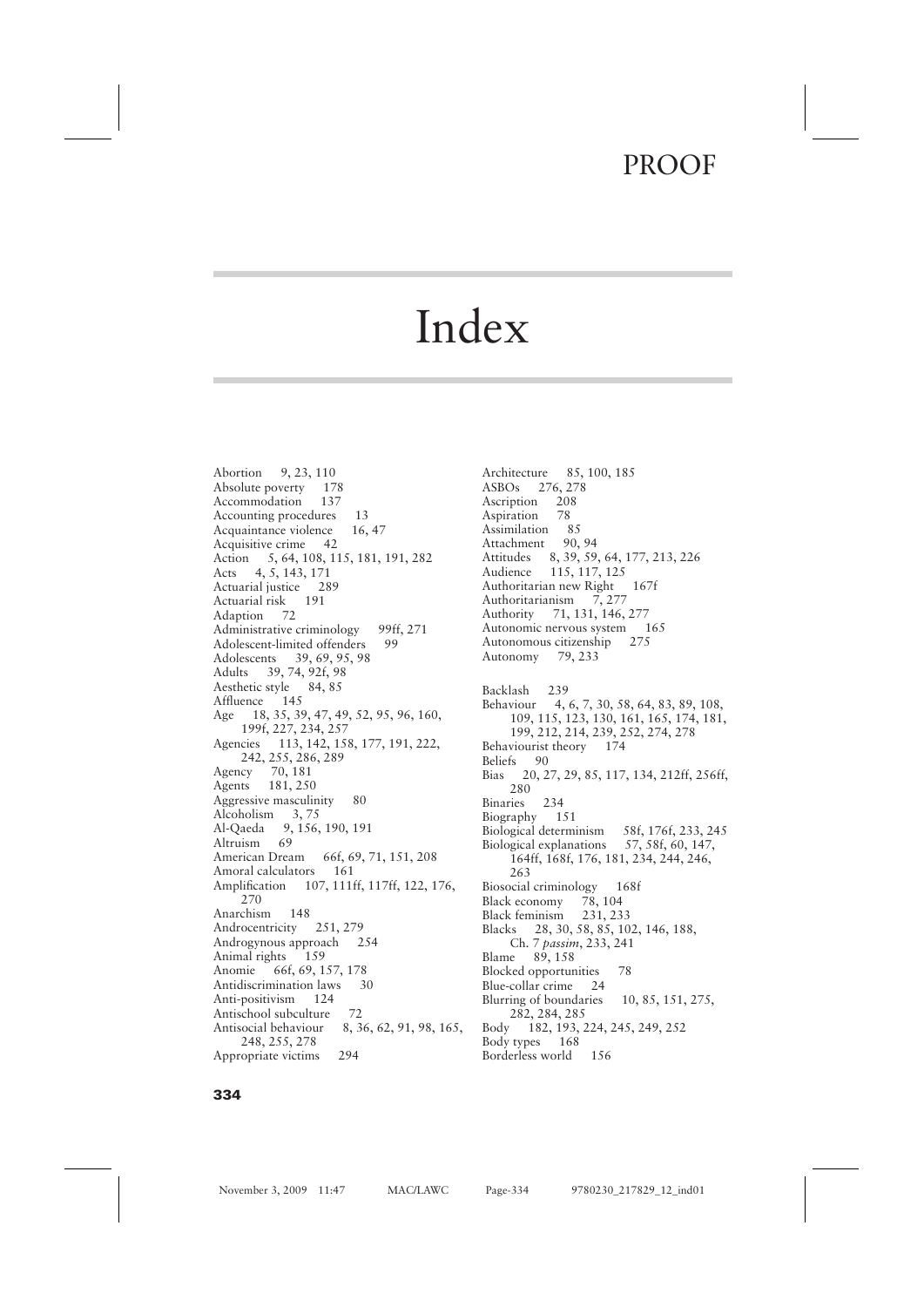# Index

Abortion 9, 23, 110
Absolute poverty 178
Accommodation 137
Accounting procedures 13
Acquaintance violence 16, 47
Acquisitive crime 42
Action 5, 64, 108, 115, 181, 191, 282
Acts 4, 5, 143, 171
Actuarial justice 289
Actuarial risk 191
Adaption 72
Administrative criminology 99ff, 271
Adolescent-limited offenders 99
Adolescents 39, 69, 95, 98
Adults 39, 74, 92f, 98
Aesthetic style 84, 85
Affluence 145
Age 18, 35, 39, 47, 49, 52, 95, 96, 160, 199f, 227, 234, 257
Agencies 113, 142, 158, 177, 191, 222, 242, 255, 286, 289
Agency 70, 181
Agents 181, 250
Aggressive masculinity 80
Alcoholism 3, 75
Al-Qaeda 9, 156, 190, 191
Altruism 69
American Dream 66f, 69, 71, 151, 208
Amoral calculators 161
Amplification 107, 111ff, 117ff, 122, 176, 270
Anarchism 148
Androcentricity 251, 279
Androgynous approach 254
Animal rights 159
Anomie 66f, 69, 157, 178
Antidiscrimination laws 30
Anti-positivism 124
Antischool subculture 72
Antisocial behaviour 8, 36, 62, 91, 98, 165, 248, 255, 278
Appropriate victims 294

Architecture 85, 100, 185
ASBOs 276, 278
Ascription 208
Aspiration 78
Assimilation 85
Attachment 90, 94
Attitudes 8, 39, 59, 64, 177, 213, 226
Audience 115, 117, 125
Authoritarian new Right 167f
Authoritarianism 7, 277
Authority 71, 131, 146, 277
Autonomic nervous system 165
Autonomous citizenship 275
Autonomy 79, 233

Backlash 239
Behaviour 4, 6, 7, 30, 58, 64, 83, 89, 108, 109, 115, 123, 130, 161, 165, 174, 181, 199, 212, 214, 239, 252, 274, 278
Behaviourist theory 174
Beliefs 90
Bias 20, 27, 29, 85, 117, 134, 212ff, 256ff, 280
Binaries 234
Biography 151
Biological determinism 58f, 176f, 233, 245
Biological explanations 57, 58f, 60, 147, 164ff, 168f, 176, 181, 234, 244, 246, 263
Biosocial criminology 168f
Black economy 78, 104
Black feminism 231, 233
Blacks 28, 30, 58, 85, 102, 146, 188, Ch. 7 *passim*, 233, 241
Blame 89, 158
Blocked opportunities 78
Blue-collar crime 24
Blurring of boundaries 10, 85, 151, 275, 282, 284, 285
Body 182, 193, 224, 245, 249, 252
Body types 168
Borderless world 156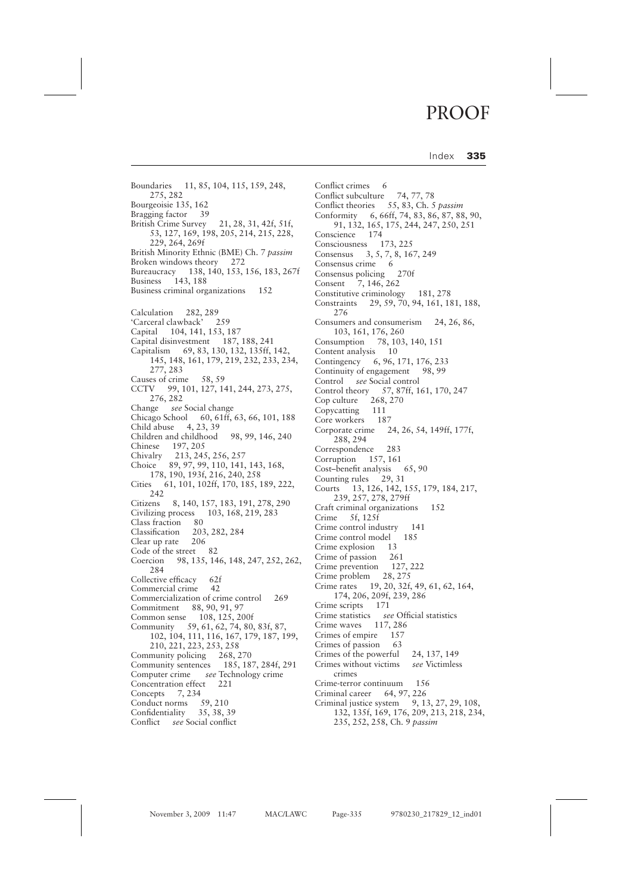Boundaries 11, 85, 104, 115, 159, 248, 275, 282
Bourgeoisie 135, 162
Bragging factor 39
British Crime Survey 21, 28, 31, 42f, 51f, 53, 127, 169, 198, 205, 214, 215, 228, 229, 264, 269f
British Minority Ethnic (BME) Ch. 7 *passim*
Broken windows theory 272
Bureaucracy 138, 140, 153, 156, 183, 267f
Business 143, 188
Business criminal organizations 152

Calculation 282, 289
'Carceral clawback' 259
Capital 104, 141, 153, 187
Capital disinvestment 187, 188, 241
Capitalism 69, 83, 130, 132, 135ff, 142, 145, 148, 161, 179, 219, 232, 233, 234, 277, 283
Causes of crime 58, 59
CCTV 99, 101, 127, 141, 244, 273, 275, 276, 282
Change *see* Social change
Chicago School 60, 61ff, 63, 66, 101, 188
Child abuse 4, 23, 39
Children and childhood 98, 99, 146, 240
Chinese 197, 205
Chivalry 213, 245, 256, 257
Choice 89, 97, 99, 110, 141, 143, 168, 178, 190, 193f, 216, 240, 258
Cities 61, 101, 102ff, 170, 185, 189, 222, 242
Citizens 8, 140, 157, 183, 191, 278, 290
Civilizing process 103, 168, 219, 283
Class fraction 80
Classification 203, 282, 284
Clear up rate 206
Code of the street 82
Coercion 98, 135, 146, 148, 247, 252, 262, 284
Collective efficacy 62f
Commercial crime 42
Commercialization of crime control 269
Commitment 88, 90, 91, 97
Common sense 108, 125, 200f
Community 59, 61, 62, 74, 80, 83f, 87, 102, 104, 111, 116, 167, 179, 187, 199, 210, 221, 223, 253, 258
Community policing 268, 270
Community sentences 185, 187, 284f, 291
Computer crime *see* Technology crime
Concentration effect 221
Concepts 7, 234
Conduct norms 59, 210
Confidentiality 35, 38, 39
Conflict *see* Social conflict

Conflict crimes 6
Conflict subculture 74, 77, 78
Conflict theories 55, 83, Ch. 5 *passim*
Conformity 6, 66ff, 74, 83, 86, 87, 88, 90, 91, 132, 165, 175, 244, 247, 250, 251
Conscience 174
Consciousness 173, 225
Consensus 3, 5, 7, 8, 167, 249
Consensus crime 6
Consensus policing 270f
Consent 7, 146, 262
Constitutive criminology 181, 278
Constraints 29, 59, 70, 94, 161, 181, 188, 276
Consumers and consumerism 24, 26, 86, 103, 161, 176, 260
Consumption 78, 103, 140, 151
Content analysis 10
Contingency 6, 96, 171, 176, 233
Continuity of engagement 98, 99
Control *see* Social control
Control theory 57, 87ff, 161, 170, 247
Cop culture 268, 270
Copycatting 111
Core workers 187
Corporate crime 24, 26, 54, 149ff, 177f, 288, 294
Correspondence 283
Corruption 157, 161
Cost–benefit analysis 65, 90
Counting rules 29, 31
Courts 13, 126, 142, 155, 179, 184, 217, 239, 257, 278, 279ff
Craft criminal organizations 152
Crime 5f, 125f
Crime control industry 141
Crime control model 185
Crime explosion 13
Crime of passion 261
Crime prevention 127, 222
Crime problem 28, 275
Crime rates 19, 20, 32f, 49, 61, 62, 164, 174, 206, 209f, 239, 286
Crime scripts 171
Crime statistics *see* Official statistics
Crime waves 117, 286
Crimes of empire 157
Crimes of passion 63
Crimes of the powerful 24, 137, 149
Crimes without victims *see* Victimless crimes
Crime-terror continuum 156
Criminal career 64, 97, 226
Criminal justice system 9, 13, 27, 29, 108, 132, 135f, 169, 176, 209, 213, 218, 234, 235, 252, 258, Ch. 9 *passim*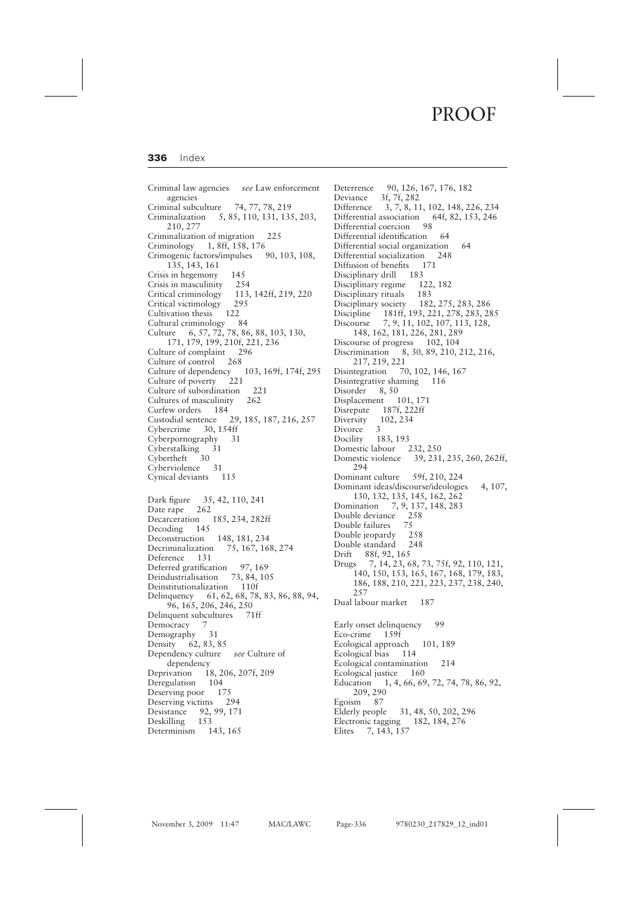Criminal law agencies *see* Law enforcement agencies
Criminal subculture 74, 77, 78, 219
Criminalization 5, 85, 110, 131, 135, 203, 210, 277
Criminalization of migration 225
Criminology 1, 8ff, 158, 176
Crimogenic factors/impulses 90, 103, 108, 135, 143, 161
Crisis in hegemony 145
Crisis in masculinity 254
Critical criminology 113, 142ff, 219, 220
Critical victimology 295
Cultivation thesis 122
Cultural criminology 84
Culture 6, 57, 72, 78, 86, 88, 103, 130, 171, 179, 199, 210f, 221, 236
Culture of complaint 296
Culture of control 268
Culture of dependency 103, 169f, 174f, 295
Culture of poverty 221
Culture of subordination 221
Cultures of masculinity 262
Curfew orders 184
Custodial sentence 29, 185, 187, 216, 257
Cybercrime 30, 154ff
Cyberpornography 31
Cyberstalking 31
Cybertheft 30
Cyberviolence 31
Cynical deviants 115

Dark figure 35, 42, 110, 241
Date rape 262
Decarceration 185, 234, 282ff
Decoding 145
Deconstruction 148, 181, 234
Decriminalization 75, 167, 168, 274
Deference 131
Deferred gratification 97, 169
Deindustrialisation 73, 84, 105
Deinstitutionalization 110f
Delinquency 61, 62, 68, 78, 83, 86, 88, 94, 96, 165, 206, 246, 250
Delinquent subcultures 71ff
Democracy 7
Demography 31
Density 62, 83, 85
Dependency culture *see* Culture of dependency
Deprivation 18, 206, 207f, 209
Deregulation 104
Deserving poor 175
Deserving victims 294
Desistance 92, 99, 171
Deskilling 153
Determinism 143, 165

Deterrence 90, 126, 167, 176, 182
Deviance 3f, 7f, 282
Difference 3, 7, 8, 11, 102, 148, 226, 234
Differential association 64f, 82, 153, 246
Differential coercion 98
Differential identification 64
Differential social organization 64
Differential socialization 248
Diffusion of benefits 171
Disciplinary drill 183
Disciplinary regime 122, 182
Disciplinary rituals 183
Disciplinary society 182, 275, 283, 286
Discipline 181ff, 193, 221, 278, 283, 285
Discourse 7, 9, 11, 102, 107, 113, 128, 148, 162, 181, 226, 281, 289
Discourse of progress 102, 104
Discrimination 8, 30, 89, 210, 212, 216, 217, 219, 221
Disintegration 70, 102, 146, 167
Disintegrative shaming 116
Disorder 8, 50
Displacement 101, 171
Disrepute 187f, 222ff
Diversity 102, 234
Divorce 3
Docility 183, 193
Domestic labour 232, 250
Domestic violence 39, 231, 235, 260, 262ff, 294
Dominant culture 59f, 210, 224
Dominant ideas/discourse/ideologies 4, 107, 130, 132, 135, 145, 162, 262
Domination 7, 9, 137, 148, 283
Double deviance 258
Double failures 75
Double jeopardy 258
Double standard 248
Drift 88f, 92, 165
Drugs 7, 14, 23, 68, 73, 75f, 92, 110, 121, 140, 150, 153, 165, 167, 168, 179, 183, 186, 188, 210, 221, 223, 237, 238, 240, 257
Dual labour market 187

Early onset delinquency 99
Eco-crime 159f
Ecological approach 101, 189
Ecological bias 114
Ecological contamination 214
Ecological justice 160
Education 1, 4, 66, 69, 72, 74, 78, 86, 92, 209, 290
Egoism 87
Elderly people 31, 48, 50, 202, 296
Electronic tagging 182, 184, 276
Elites 7, 143, 157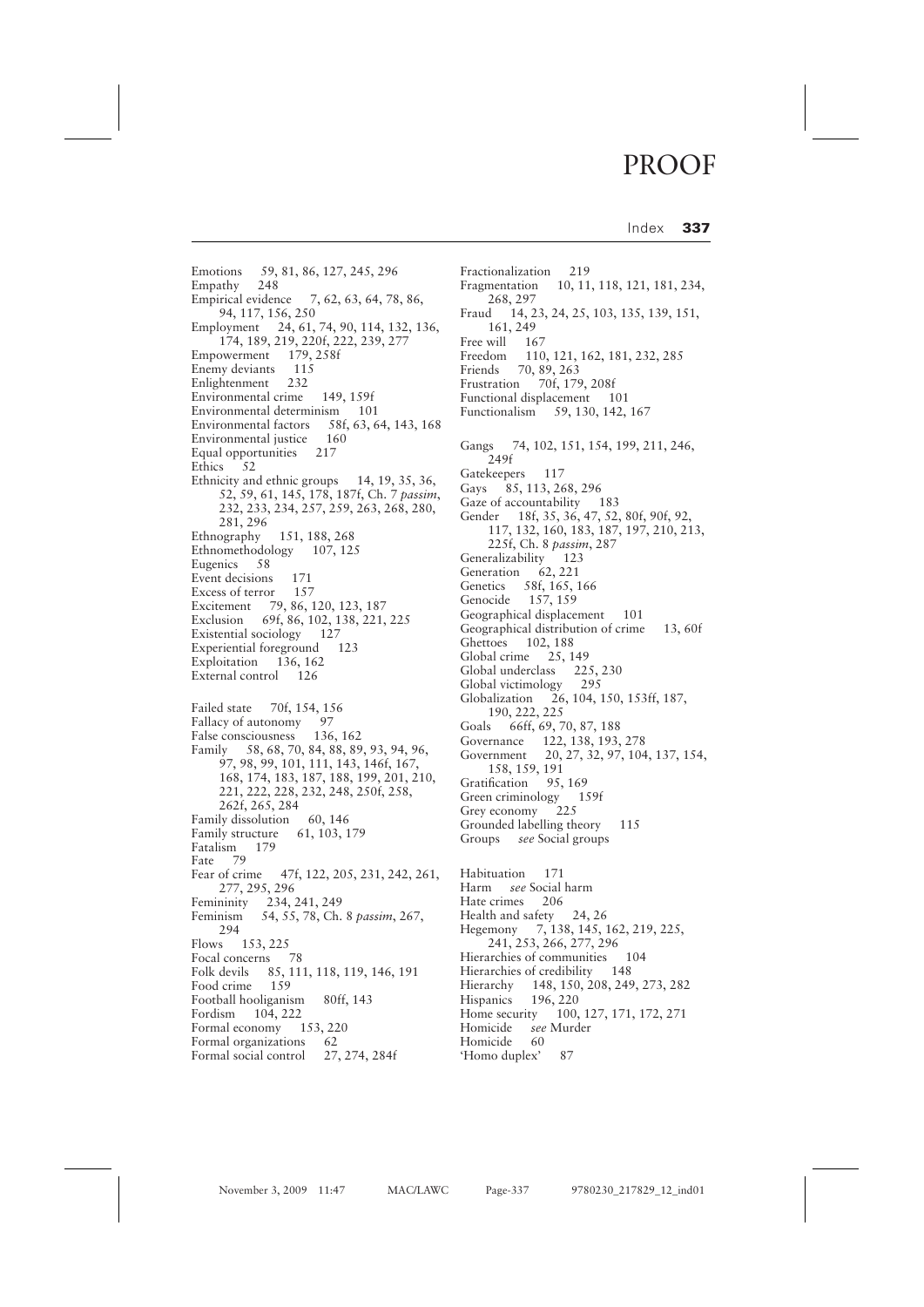Emotions 59, 81, 86, 127, 245, 296
Empathy 248
Empirical evidence 7, 62, 63, 64, 78, 86, 94, 117, 156, 250
Employment 24, 61, 74, 90, 114, 132, 136, 174, 189, 219, 220f, 222, 239, 277
Empowerment 179, 258f
Enemy deviants 115
Enlightenment 232
Environmental crime 149, 159f
Environmental determinism 101
Environmental factors 58f, 63, 64, 143, 168
Environmental justice 160
Equal opportunities 217
Ethics 52
Ethnicity and ethnic groups 14, 19, 35, 36, 52, 59, 61, 145, 178, 187f, Ch. 7 *passim*, 232, 233, 234, 257, 259, 263, 268, 280, 281, 296
Ethnography 151, 188, 268
Ethnomethodology 107, 125
Eugenics 58
Event decisions 171
Excess of terror 157
Excitement 79, 86, 120, 123, 187
Exclusion 69f, 86, 102, 138, 221, 225
Existential sociology 127
Experiential foreground 123
Exploitation 136, 162
External control 126

Failed state 70f, 154, 156
Fallacy of autonomy 97
False consciousness 136, 162
Family 58, 68, 70, 84, 88, 89, 93, 94, 96, 97, 98, 99, 101, 111, 143, 146f, 167, 168, 174, 183, 187, 188, 199, 201, 210, 221, 222, 228, 232, 248, 250f, 258, 262f, 265, 284
Family dissolution 60, 146
Family structure 61, 103, 179
Fatalism 179
Fate 79
Fear of crime 47f, 122, 205, 231, 242, 261, 277, 295, 296
Femininity 234, 241, 249
Feminism 54, 55, 78, Ch. 8 *passim*, 267, 294
Flows 153, 225
Focal concerns 78
Folk devils 85, 111, 118, 119, 146, 191
Food crime 159
Football hooliganism 80ff, 143
Fordism 104, 222
Formal economy 153, 220
Formal organizations 62
Formal social control 27, 274, 284f

Fractionalization 219
Fragmentation 10, 11, 118, 121, 181, 234, 268, 297
Fraud 14, 23, 24, 25, 103, 135, 139, 151, 161, 249
Free will 167
Freedom 110, 121, 162, 181, 232, 285
Friends 70, 89, 263
Frustration 70f, 179, 208f
Functional displacement 101
Functionalism 59, 130, 142, 167

Gangs 74, 102, 151, 154, 199, 211, 246, 249f
Gatekeepers 117
Gays 85, 113, 268, 296
Gaze of accountability 183
Gender 18f, 35, 36, 47, 52, 80f, 90f, 92, 117, 132, 160, 183, 187, 197, 210, 213, 225f, Ch. 8 *passim*, 287
Generalizability 123
Generation 62, 221
Genetics 58f, 165, 166
Genocide 157, 159
Geographical displacement 101
Geographical distribution of crime 13, 60f
Ghettoes 102, 188
Global crime 25, 149
Global underclass 225, 230
Global victimology 295
Globalization 26, 104, 150, 153ff, 187, 190, 222, 225
Goals 66ff, 69, 70, 87, 188
Governance 122, 138, 193, 278
Government 20, 27, 32, 97, 104, 137, 154, 158, 159, 191
Gratification 95, 169
Green criminology 159f
Grey economy 225
Grounded labelling theory 115
Groups *see* Social groups

Habituation 171
Harm *see* Social harm
Hate crimes 206
Health and safety 24, 26
Hegemony 7, 138, 145, 162, 219, 225, 241, 253, 266, 277, 296
Hierarchies of communities 104
Hierarchies of credibility 148
Hierarchy 148, 150, 208, 249, 273, 282
Hispanics 196, 220
Home security 100, 127, 171, 172, 271
Homicide *see* Murder
Homicide 60
'Homo duplex' 87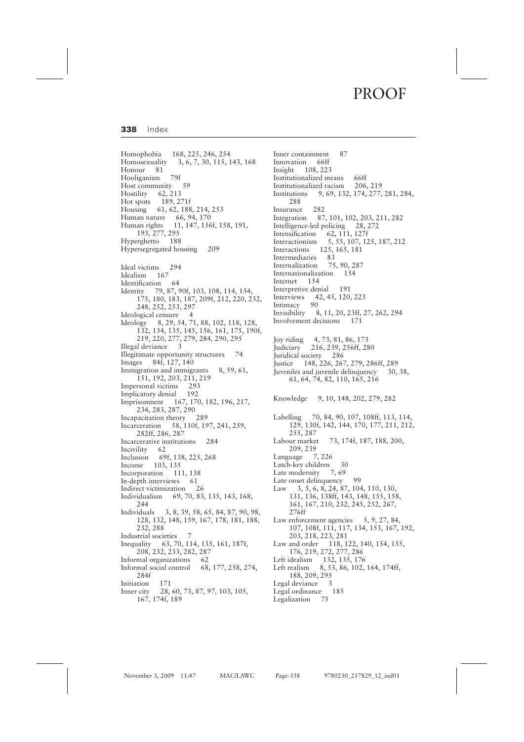Homophobia 168, 225, 246, 254
Homosexuality 3, 6, 7, 30, 115, 143, 168
Honour 81
Hooliganism 79f
Host community 59
Hostility 62, 213
Hot spots 189, 271f
Housing 61, 62, 188, 214, 253
Human nature 66, 94, 170
Human rights 11, 147, 156f, 158, 191, 193, 277, 295
Hyperghetto 188
Hypersegregated housing 209

Ideal victims 294
Idealism 167
Identification 64
Identity 79, 87, 90f, 103, 108, 114, 154, 175, 180, 183, 187, 209f, 212, 220, 232, 248, 252, 253, 297
Ideological censure 4
Ideology 8, 29, 54, 71, 88, 102, 118, 128, 132, 134, 135, 145, 156, 161, 175, 190f, 219, 220, 277, 279, 284, 290, 295
Illegal deviance 3
Illegitimate opportunity structures 74
Images 84f, 127, 140
Immigration and immigrants 8, 59, 61, 151, 192, 203, 211, 219
Impersonal victims 293
Implicatory denial 192
Imprisonment 167, 170, 182, 196, 217, 234, 283, 287, 290
Incapacitation theory 289
Incarceration 58, 110f, 197, 241, 259, 282ff, 286, 287
Incarcerative institutions 284
Incivility 62
Inclusion 69f, 138, 225, 268
Income 103, 135
Incorporation 111, 138
In-depth interviews 61
Indirect victimization 26
Individualism 69, 70, 83, 135, 143, 168, 244
Individuals 3, 8, 39, 58, 65, 84, 87, 90, 98, 128, 132, 148, 159, 167, 178, 181, 188, 232, 288
Industrial societies 7
Inequality 63, 70, 114, 135, 161, 187f, 208, 232, 233, 282, 287
Informal organizations 62
Informal social control 68, 177, 258, 274, 284f
Initiation 171
Inner city 28, 60, 73, 87, 97, 103, 105, 167, 174f, 189
Inner containment 87
Innovation 66ff
Insight 108, 223
Institutionalized means 66ff
Institutionalized racism 206, 219
Institutions 9, 69, 132, 174, 277, 281, 284, 288
Insurance 282
Integration 87, 101, 102, 203, 211, 282
Intelligence-led policing 28, 272
Intensification 62, 111, 127f
Interactionism 5, 55, 107, 125, 187, 212
Interactions 125, 165, 181
Intermediaries 83
Internalization 75, 90, 287
Internationalization 154
Internet 154
Interpretive denial 191
Interviews 42, 45, 120, 223
Intimacy 90
Invisibility 8, 11, 20, 23ff, 27, 262, 294
Involvement decisions 171

Joy riding 4, 73, 81, 86, 173
Judiciary 216, 239, 256ff, 280
Juridical society 286
Justice 148, 226, 267, 279, 286ff, 289
Juveniles and juvenile delinquency 30, 38, 61, 64, 74, 82, 110, 165, 216

Knowledge 9, 10, 148, 202, 279, 282

Labelling 70, 84, 90, 107, 108ff, 113, 114, 129, 130f, 142, 144, 170, 177, 211, 212, 255, 287
Labour market 73, 174f, 187, 188, 200, 209, 239
Language 7, 226
Latch-key children 30
Late modernity 7, 69
Late onset delinquency 99
Law 3, 5, 6, 8, 24, 87, 104, 110, 130, 131, 136, 138ff, 143, 148, 155, 158, 161, 167, 210, 232, 245, 252, 267, 276ff
Law enforcement agencies 5, 9, 27, 84, 107, 108f, 111, 117, 134, 153, 167, 192, 203, 218, 223, 281
Law and order 118, 122, 140, 154, 155, 176, 219, 272, 277, 286
Left idealism 132, 135, 176
Left realism 8, 53, 86, 102, 164, 174ff, 188, 209, 295
Legal deviance 3
Legal ordinance 185
Legalization 75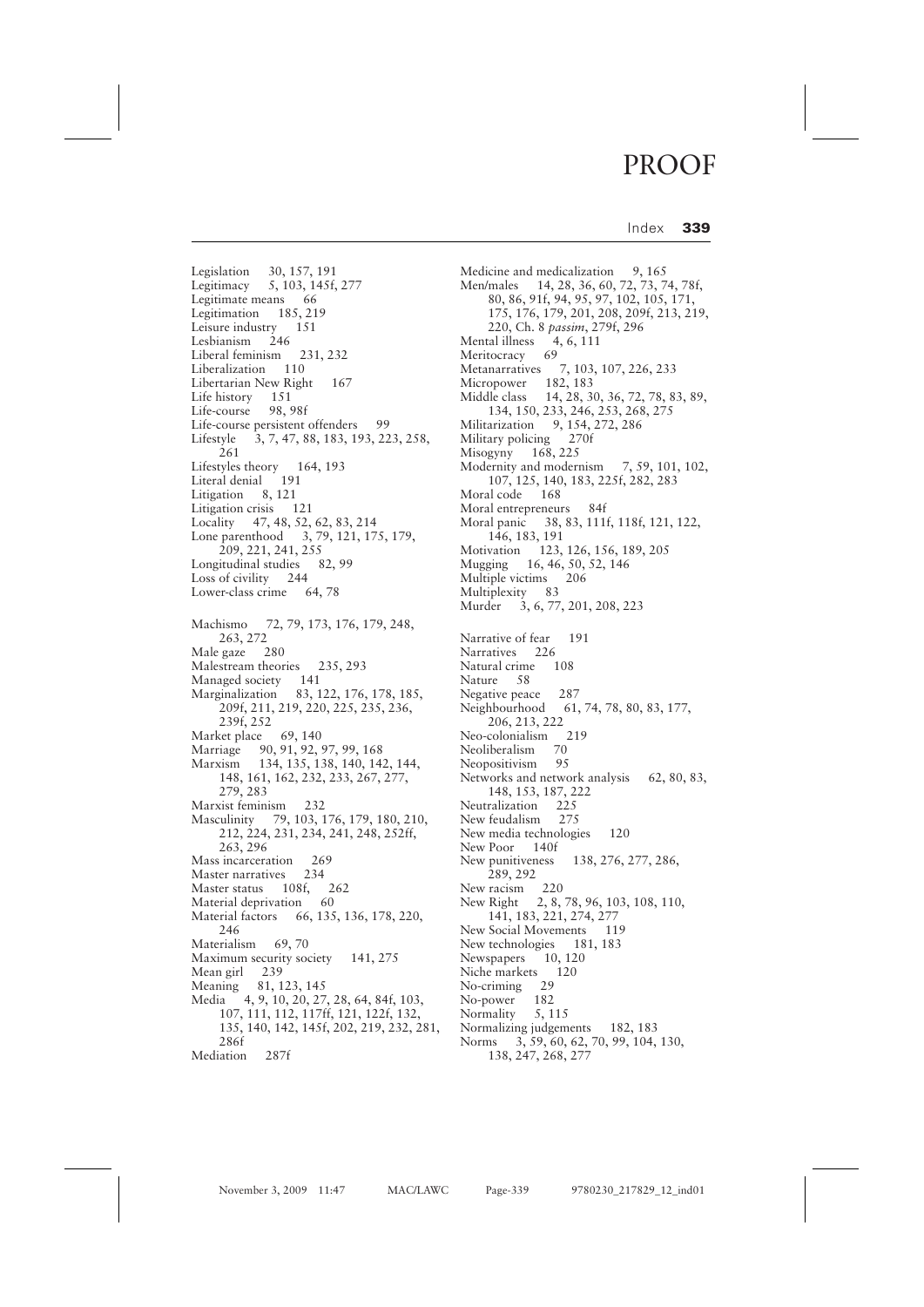Legislation 30, 157, 191
Legitimacy 5, 103, 145f, 277
Legitimate means 66
Legitimation 185, 219
Leisure industry 151
Lesbianism 246
Liberal feminism 231, 232
Liberalization 110
Libertarian New Right 167
Life history 151
Life-course 98, 98f
Life-course persistent offenders 99
Lifestyle 3, 7, 47, 88, 183, 193, 223, 258, 261
Lifestyles theory 164, 193
Literal denial 191
Litigation 8, 121
Litigation crisis 121
Locality 47, 48, 52, 62, 83, 214
Lone parenthood 3, 79, 121, 175, 179, 209, 221, 241, 255
Longitudinal studies 82, 99
Loss of civility 244
Lower-class crime 64, 78

Machismo 72, 79, 173, 176, 179, 248, 263, 272
Male gaze 280
Malestream theories 235, 293
Managed society 141
Marginalization 83, 122, 176, 178, 185, 209f, 211, 219, 220, 225, 235, 236, 239f, 252
Market place 69, 140
Marriage 90, 91, 92, 97, 99, 168
Marxism 134, 135, 138, 140, 142, 144, 148, 161, 162, 232, 233, 267, 277, 279, 283
Marxist feminism 232
Masculinity 79, 103, 176, 179, 180, 210, 212, 224, 231, 234, 241, 248, 252ff, 263, 296
Mass incarceration 269
Master narratives 234
Master status 108f, 262
Material deprivation 60
Material factors 66, 135, 136, 178, 220, 246
Materialism 69, 70
Maximum security society 141, 275
Mean girl 239
Meaning 81, 123, 145
Media 4, 9, 10, 20, 27, 28, 64, 84f, 103, 107, 111, 112, 117ff, 121, 122f, 132, 135, 140, 142, 145f, 202, 219, 232, 281, 286f
Mediation 287f

Medicine and medicalization 9, 165
Men/males 14, 28, 36, 60, 72, 73, 74, 78f, 80, 86, 91f, 94, 95, 97, 102, 105, 171, 175, 176, 179, 201, 208, 209f, 213, 219, 220, Ch. 8 *passim*, 279f, 296
Mental illness 4, 6, 111
Meritocracy 69
Metanarratives 7, 103, 107, 226, 233
Micropower 182, 183
Middle class 14, 28, 30, 36, 72, 78, 83, 89, 134, 150, 233, 246, 253, 268, 275
Militarization 9, 154, 272, 286
Military policing 270f
Misogyny 168, 225
Modernity and modernism 7, 59, 101, 102, 107, 125, 140, 183, 225f, 282, 283
Moral code 168
Moral entrepreneurs 84f
Moral panic 38, 83, 111f, 118f, 121, 122, 146, 183, 191
Motivation 123, 126, 156, 189, 205
Mugging 16, 46, 50, 52, 146
Multiple victims 206
Multiplexity 83
Murder 3, 6, 77, 201, 208, 223

Narrative of fear 191
Narratives 226
Natural crime 108
Nature 58
Negative peace 287
Neighbourhood 61, 74, 78, 80, 83, 177, 206, 213, 222
Neo-colonialism 219
Neoliberalism 70
Neopositivism 95
Networks and network analysis 62, 80, 83, 148, 153, 187, 222
Neutralization 225
New feudalism 275
New media technologies 120
New Poor 140f
New punitiveness 138, 276, 277, 286, 289, 292
New racism 220
New Right 2, 8, 78, 96, 103, 108, 110, 141, 183, 221, 274, 277
New Social Movements 119
New technologies 181, 183
Newspapers 10, 120
Niche markets 120
No-criming 29
No-power 182
Normality 5, 115
Normalizing judgements 182, 183
Norms 3, 59, 60, 62, 70, 99, 104, 130, 138, 247, 268, 277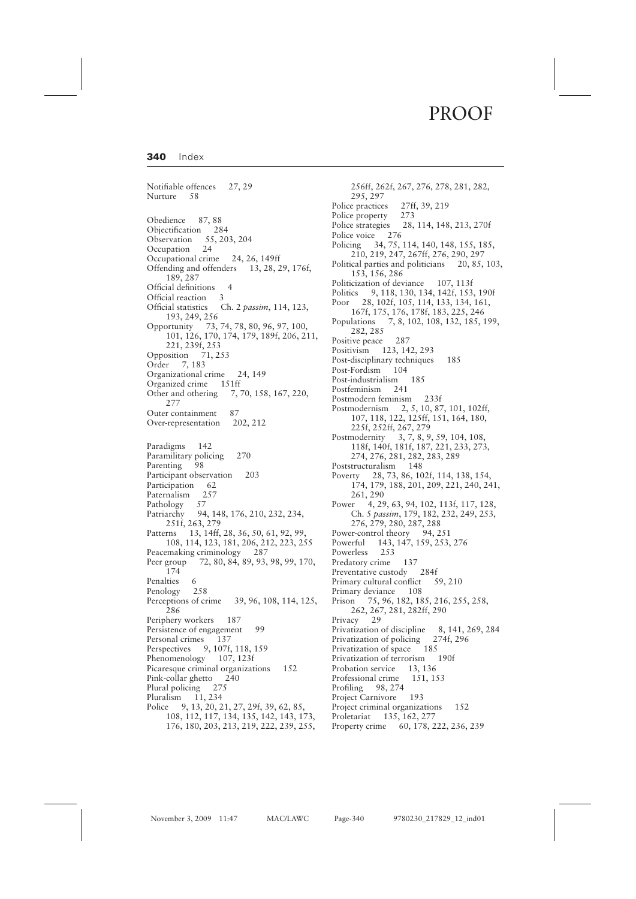Notifiable offences 27, 29
Nurture 58

Obedience 87, 88
Objectification 284
Observation 55, 203, 204
Occupation 24
Occupational crime 24, 26, 149ff
Offending and offenders 13, 28, 29, 176f, 189, 287
Official definitions 4
Official reaction 3
Official statistics Ch. 2 *passim*, 114, 123, 193, 249, 256
Opportunity 73, 74, 78, 80, 96, 97, 100, 101, 126, 170, 174, 179, 189f, 206, 211, 221, 239f, 253
Opposition 71, 253
Order 7, 183
Organizational crime 24, 149
Organized crime 151ff
Other and othering 7, 70, 158, 167, 220, 277
Outer containment 87
Over-representation 202, 212

Paradigms 142
Paramilitary policing 270
Parenting 98
Participant observation 203
Participation 62
Paternalism 257
Pathology 57
Patriarchy 94, 148, 176, 210, 232, 234, 251f, 263, 279
Patterns 13, 14ff, 28, 36, 50, 61, 92, 99, 108, 114, 123, 181, 206, 212, 223, 255
Peacemaking criminology 287
Peer group 72, 80, 84, 89, 93, 98, 99, 170, 174
Penalties 6
Penology 258
Perceptions of crime 39, 96, 108, 114, 125, 286
Periphery workers 187
Persistence of engagement 99
Personal crimes 137
Perspectives 9, 107f, 118, 159
Phenomenology 107, 123f
Picaresque criminal organizations 152
Pink-collar ghetto 240
Plural policing 275
Pluralism 11, 234
Police 9, 13, 20, 21, 27, 29f, 39, 62, 85, 108, 112, 117, 134, 135, 142, 143, 173, 176, 180, 203, 213, 219, 222, 239, 255, 256ff, 262f, 267, 276, 278, 281, 282, 295, 297
Police practices 27ff, 39, 219
Police property 273
Police strategies 28, 114, 148, 213, 270f
Police voice 276
Policing 34, 75, 114, 140, 148, 155, 185, 210, 219, 247, 267ff, 276, 290, 297
Political parties and politicians 20, 85, 103, 153, 156, 286
Politicization of deviance 107, 113f
Politics 9, 118, 130, 134, 142f, 153, 190f
Poor 28, 102f, 105, 114, 133, 134, 161, 167f, 175, 176, 178f, 183, 225, 246
Populations 7, 8, 102, 108, 132, 185, 199, 282, 285
Positive peace 287
Positivism 123, 142, 293
Post-disciplinary techniques 185
Post-Fordism 104
Post-industrialism 185
Postfeminism 241
Postmodern feminism 233f
Postmodernism 2, 5, 10, 87, 101, 102ff, 107, 118, 122, 125ff, 151, 164, 180, 225f, 252ff, 267, 279
Postmodernity 3, 7, 8, 9, 59, 104, 108, 118f, 140f, 181f, 187, 221, 233, 273, 274, 276, 281, 282, 283, 289
Poststructuralism 148
Poverty 28, 73, 86, 102f, 114, 138, 154, 174, 179, 188, 201, 209, 221, 240, 241, 261, 290
Power 4, 29, 63, 94, 102, 113f, 117, 128, Ch. 5 *passim*, 179, 182, 232, 249, 253, 276, 279, 280, 287, 288
Power-control theory 94, 251
Powerful 143, 147, 159, 253, 276
Powerless 253
Predatory crime 137
Preventative custody 284f
Primary cultural conflict 59, 210
Primary deviance 108
Prison 75, 96, 182, 185, 216, 255, 258, 262, 267, 281, 282ff, 290
Privacy 29
Privatization of discipline 8, 141, 269, 284
Privatization of policing 274f, 296
Privatization of space 185
Privatization of terrorism 190f
Probation service 13, 136
Professional crime 151, 153
Profiling 98, 274
Project Carnivore 193
Project criminal organizations 152
Proletariat 135, 162, 277
Property crime 60, 178, 222, 236, 239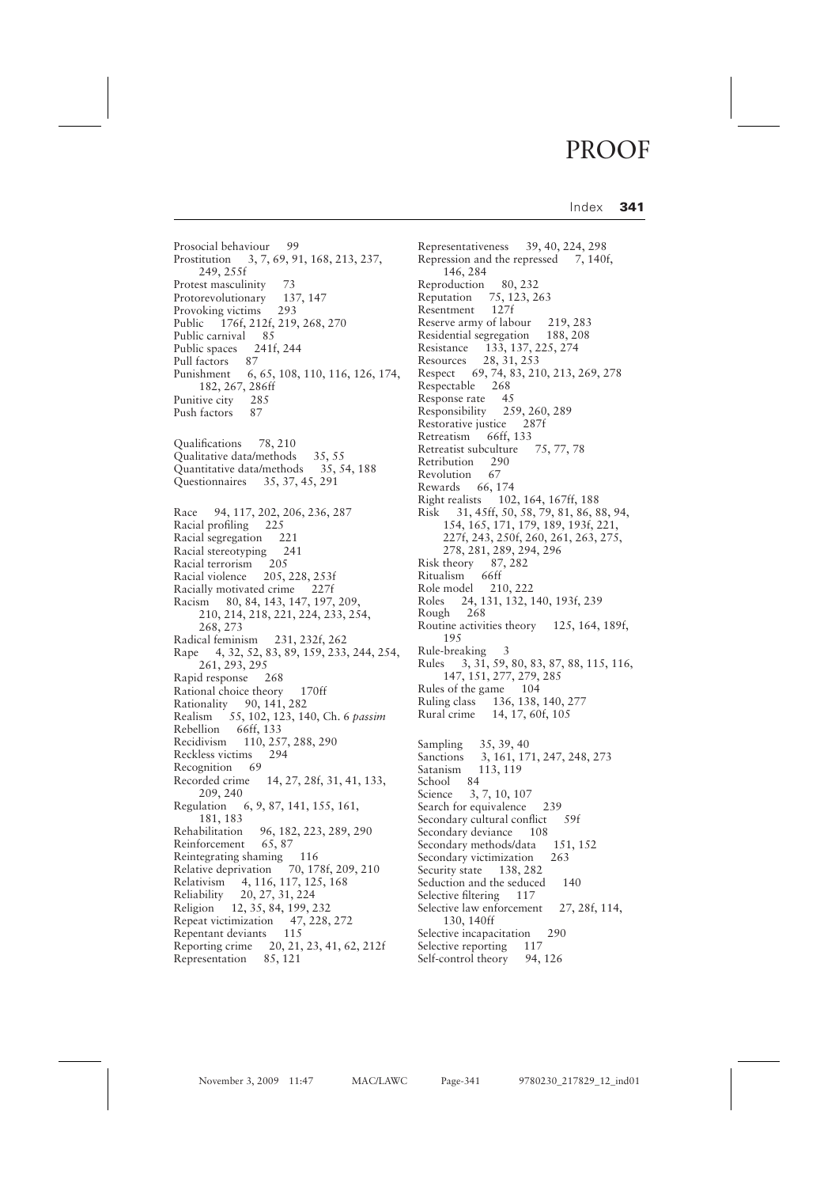Prosocial behaviour 99
Prostitution 3, 7, 69, 91, 168, 213, 237, 249, 255f
Protest masculinity 73
Protorevolutionary 137, 147
Provoking victims 293
Public 176f, 212f, 219, 268, 270
Public carnival 85
Public spaces 241f, 244
Pull factors 87
Punishment 6, 65, 108, 110, 116, 126, 174, 182, 267, 286ff
Punitive city 285
Push factors 87

Qualifications 78, 210
Qualitative data/methods 35, 55
Quantitative data/methods 35, 54, 188
Questionnaires 35, 37, 45, 291

Race 94, 117, 202, 206, 236, 287
Racial profiling 225
Racial segregation 221
Racial stereotyping 241
Racial terrorism 205
Racial violence 205, 228, 253f
Racially motivated crime 227f
Racism 80, 84, 143, 147, 197, 209, 210, 214, 218, 221, 224, 233, 254, 268, 273
Radical feminism 231, 232f, 262
Rape 4, 32, 52, 83, 89, 159, 233, 244, 254, 261, 293, 295
Rapid response 268
Rational choice theory 170ff
Rationality 90, 141, 282
Realism 55, 102, 123, 140, Ch. 6 *passim*
Rebellion 66ff, 133
Recidivism 110, 257, 288, 290
Reckless victims 294
Recognition 69
Recorded crime 14, 27, 28f, 31, 41, 133, 209, 240
Regulation 6, 9, 87, 141, 155, 161, 181, 183
Rehabilitation 96, 182, 223, 289, 290
Reinforcement 65, 87
Reintegrating shaming 116
Relative deprivation 70, 178f, 209, 210
Relativism 4, 116, 117, 125, 168
Reliability 20, 27, 31, 224
Religion 12, 35, 84, 199, 232
Repeat victimization 47, 228, 272
Repentant deviants 115
Reporting crime 20, 21, 23, 41, 62, 212f
Representation 85, 121
Representativeness 39, 40, 224, 298
Repression and the repressed 7, 140f, 146, 284
Reproduction 80, 232
Reputation 75, 123, 263
Resentment 127f
Reserve army of labour 219, 283
Residential segregation 188, 208
Resistance 133, 137, 225, 274
Resources 28, 31, 253
Respect 69, 74, 83, 210, 213, 269, 278
Respectable 268
Response rate 45
Responsibility 259, 260, 289
Restorative justice 287f
Retreatism 66ff, 133
Retreatist subculture 75, 77, 78
Retribution 290
Revolution 67
Rewards 66, 174
Right realists 102, 164, 167ff, 188
Risk 31, 45ff, 50, 58, 79, 81, 86, 88, 94, 154, 165, 171, 179, 189, 193f, 221, 227f, 243, 250f, 260, 261, 263, 275, 278, 281, 289, 294, 296
Risk theory 87, 282
Ritualism 66ff
Role model 210, 222
Roles 24, 131, 132, 140, 193f, 239
Rough 268
Routine activities theory 125, 164, 189f, 195
Rule-breaking 3
Rules 3, 31, 59, 80, 83, 87, 88, 115, 116, 147, 151, 277, 279, 285
Rules of the game 104
Ruling class 136, 138, 140, 277
Rural crime 14, 17, 60f, 105

Sampling 35, 39, 40
Sanctions 3, 161, 171, 247, 248, 273
Satanism 113, 119
School 84
Science 3, 7, 10, 107
Search for equivalence 239
Secondary cultural conflict 59f
Secondary deviance 108
Secondary methods/data 151, 152
Secondary victimization 263
Security state 138, 282
Seduction and the seduced 140
Selective filtering 117
Selective law enforcement 27, 28f, 114, 130, 140ff
Selective incapacitation 290
Selective reporting 117
Self-control theory 94, 126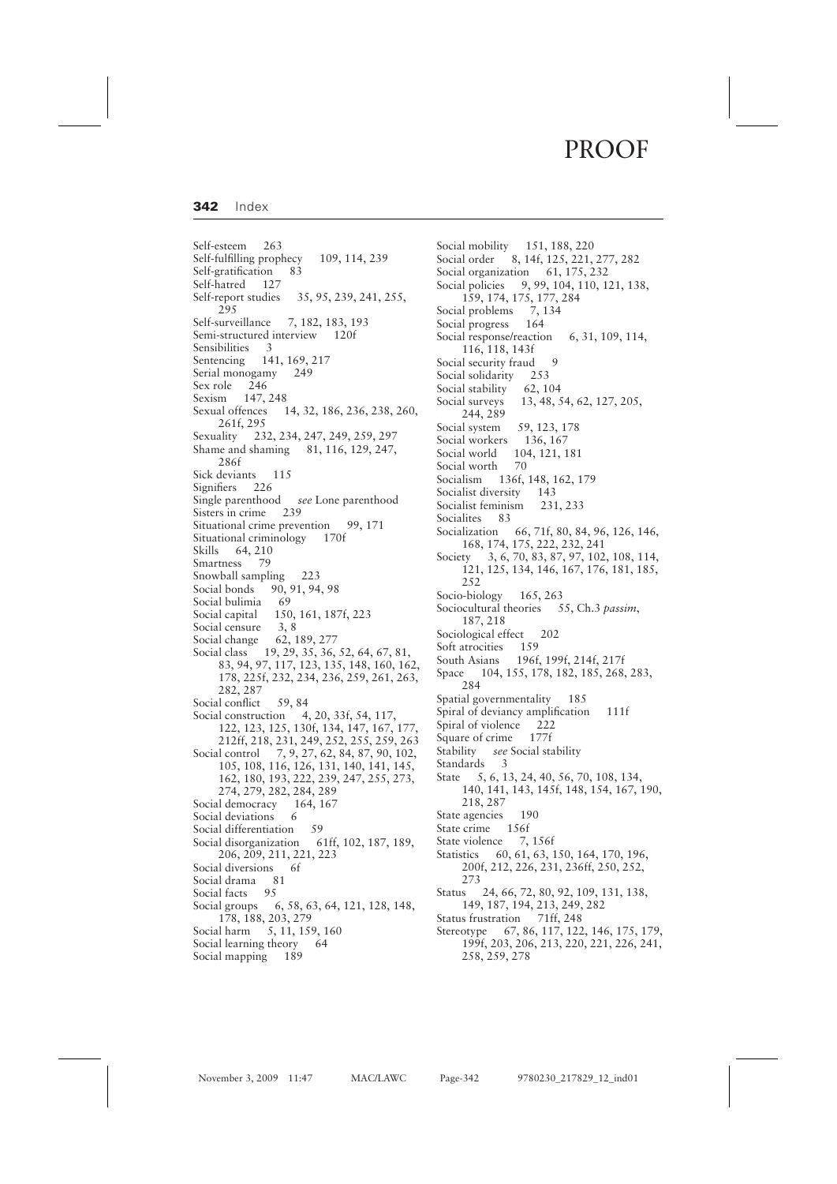Self-esteem 263
Self-fulfilling prophecy 109, 114, 239
Self-gratification 83
Self-hatred 127
Self-report studies 35, 95, 239, 241, 255, 295
Self-surveillance 7, 182, 183, 193
Semi-structured interview 120f
Sensibilities 3
Sentencing 141, 169, 217
Serial monogamy 249
Sex role 246
Sexism 147, 248
Sexual offences 14, 32, 186, 236, 238, 260, 261f, 295
Sexuality 232, 234, 247, 249, 259, 297
Shame and shaming 81, 116, 129, 247, 286f
Sick deviants 115
Signifiers 226
Single parenthood *see* Lone parenthood
Sisters in crime 239
Situational crime prevention 99, 171
Situational criminology 170f
Skills 64, 210
Smartness 79
Snowball sampling 223
Social bonds 90, 91, 94, 98
Social bulimia 69
Social capital 150, 161, 187f, 223
Social censure 3, 8
Social change 62, 189, 277
Social class 19, 29, 35, 36, 52, 64, 67, 81, 83, 94, 97, 117, 123, 135, 148, 160, 162, 178, 225f, 232, 234, 236, 259, 261, 263, 282, 287
Social conflict 59, 84
Social construction 4, 20, 33f, 54, 117, 122, 123, 125, 130f, 134, 147, 167, 177, 212ff, 218, 231, 249, 252, 255, 259, 263
Social control 7, 9, 27, 62, 84, 87, 90, 102, 105, 108, 116, 126, 131, 140, 141, 145, 162, 180, 193, 222, 239, 247, 255, 273, 274, 279, 282, 284, 289
Social democracy 164, 167
Social deviations 6
Social differentiation 59
Social disorganization 61ff, 102, 187, 189, 206, 209, 211, 221, 223
Social diversions 6f
Social drama 81
Social facts 95
Social groups 6, 58, 63, 64, 121, 128, 148, 178, 188, 203, 279
Social harm 5, 11, 159, 160
Social learning theory 64
Social mapping 189
Social mobility 151, 188, 220
Social order 8, 14f, 125, 221, 277, 282
Social organization 61, 175, 232
Social policies 9, 99, 104, 110, 121, 138, 159, 174, 175, 177, 284
Social problems 7, 134
Social progress 164
Social response/reaction 6, 31, 109, 114, 116, 118, 143f
Social security fraud 9
Social solidarity 253
Social stability 62, 104
Social surveys 13, 48, 54, 62, 127, 205, 244, 289
Social system 59, 123, 178
Social workers 136, 167
Social world 104, 121, 181
Social worth 70
Socialism 136f, 148, 162, 179
Socialist diversity 143
Socialist feminism 231, 233
Socialites 83
Socialization 66, 71f, 80, 84, 96, 126, 146, 168, 174, 175, 222, 232, 241
Society 3, 6, 70, 83, 87, 97, 102, 108, 114, 121, 125, 134, 146, 167, 176, 181, 185, 252
Socio-biology 165, 263
Sociocultural theories 55, Ch.3 *passim*, 187, 218
Sociological effect 202
Soft atrocities 159
South Asians 196f, 199f, 214f, 217f
Space 104, 155, 178, 182, 185, 268, 283, 284
Spatial governmentality 185
Spiral of deviancy amplification 111f
Spiral of violence 222
Square of crime 177f
Stability *see* Social stability
Standards 3
State 5, 6, 13, 24, 40, 56, 70, 108, 134, 140, 141, 143, 145f, 148, 154, 167, 190, 218, 287
State agencies 190
State crime 156f
State violence 7, 156f
Statistics 60, 61, 63, 150, 164, 170, 196, 200f, 212, 226, 231, 236ff, 250, 252, 273
Status 24, 66, 72, 80, 92, 109, 131, 138, 149, 187, 194, 213, 249, 282
Status frustration 71ff, 248
Stereotype 67, 86, 117, 122, 146, 175, 179, 199f, 203, 206, 213, 220, 221, 226, 241, 258, 259, 278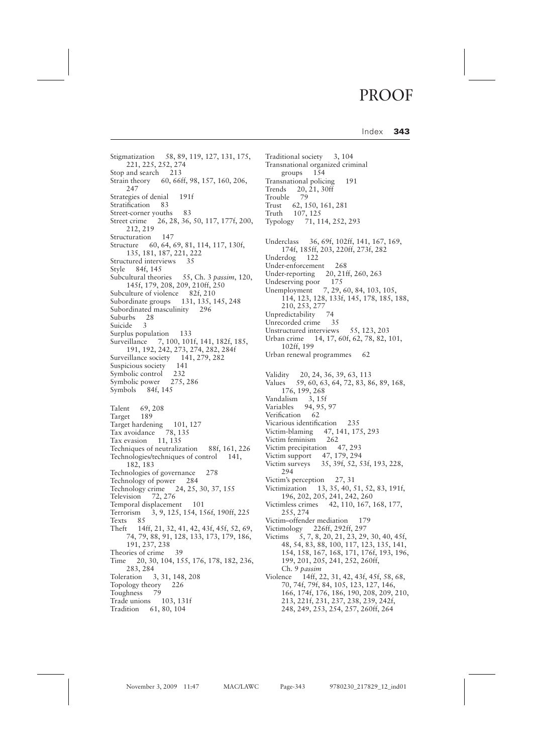Stigmatization 58, 89, 119, 127, 131, 175, 221, 225, 252, 274
Stop and search 213
Strain theory 60, 66ff, 98, 157, 160, 206, 247
Strategies of denial 191f
Stratification 83
Street-corner youths 83
Street crime 26, 28, 36, 50, 117, 177f, 200, 212, 219
Structuration 147
Structure 60, 64, 69, 81, 114, 117, 130f, 135, 181, 187, 221, 222
Structured interviews 35
Style 84f, 145
Subcultural theories 55, Ch. 3 *passim*, 120, 145f, 179, 208, 209, 210ff, 250
Subculture of violence 82f, 210
Subordinate groups 131, 135, 145, 248
Subordinated masculinity 296
Suburbs 28
Suicide 3
Surplus population 133
Surveillance 7, 100, 101f, 141, 182f, 185, 191, 192, 242, 273, 274, 282, 284f
Surveillance society 141, 279, 282
Suspicious society 141
Symbolic control 232
Symbolic power 275, 286
Symbols 84f, 145

Talent 69, 208
Target 189
Target hardening 101, 127
Tax avoidance 78, 135
Tax evasion 11, 135
Techniques of neutralization 88f, 161, 226
Technologies/techniques of control 141, 182, 183
Technologies of governance 278
Technology of power 284
Technology crime 24, 25, 30, 37, 155
Television 72, 276
Temporal displacement 101
Terrorism 3, 9, 125, 154, 156f, 190ff, 225
Texts 85
Theft 14ff, 21, 32, 41, 42, 43f, 45f, 52, 69, 74, 79, 88, 91, 128, 133, 173, 179, 186, 191, 237, 238
Theories of crime 39
Time 20, 30, 104, 155, 176, 178, 182, 236, 283, 284
Toleration 3, 31, 148, 208
Topology theory 226
Toughness 79
Trade unions 103, 131f
Tradition 61, 80, 104

Traditional society 3, 104
Transnational organized criminal groups 154
Transnational policing 191
Trends 20, 21, 30ff
Trouble 79
Trust 62, 150, 161, 281
Truth 107, 125
Typology 71, 114, 252, 293

Underclass 36, 69f, 102ff, 141, 167, 169, 174f, 185ff, 203, 220ff, 273f, 282
Underdog 122
Under-enforcement 268
Under-reporting 20, 21ff, 260, 263
Undeserving poor 175
Unemployment 7, 29, 60, 84, 103, 105, 114, 123, 128, 133f, 145, 178, 185, 188, 210, 253, 277
Unpredictability 74
Unrecorded crime 35
Unstructured interviews 55, 123, 203
Urban crime 14, 17, 60f, 62, 78, 82, 101, 102ff, 199
Urban renewal programmes 62

Validity 20, 24, 36, 39, 63, 113
Values 59, 60, 63, 64, 72, 83, 86, 89, 168, 176, 199, 268
Vandalism 3, 15f
Variables 94, 95, 97
Verification 62
Vicarious identification 235
Victim-blaming 47, 141, 175, 293
Victim feminism 262
Victim precipitation 47, 293
Victim support 47, 179, 294
Victim surveys 35, 39f, 52, 53f, 193, 228, 294
Victim's perception 27, 31
Victimization 13, 35, 40, 51, 52, 83, 191f, 196, 202, 205, 241, 242, 260
Victimless crimes 42, 110, 167, 168, 177, 255, 274
Victim–offender mediation 179
Victimology 226ff, 292ff, 297
Victims 5, 7, 8, 20, 21, 23, 29, 30, 40, 45f, 48, 54, 83, 88, 100, 117, 123, 135, 141, 154, 158, 167, 168, 171, 176f, 193, 196, 199, 201, 205, 241, 252, 260ff, Ch. 9 *passim*
Violence 14ff, 22, 31, 42, 43f, 45f, 58, 68, 70, 74f, 79f, 84, 105, 123, 127, 146, 166, 174f, 176, 186, 190, 208, 209, 210, 213, 221f, 231, 237, 238, 239, 242f, 248, 249, 253, 254, 257, 260ff, 264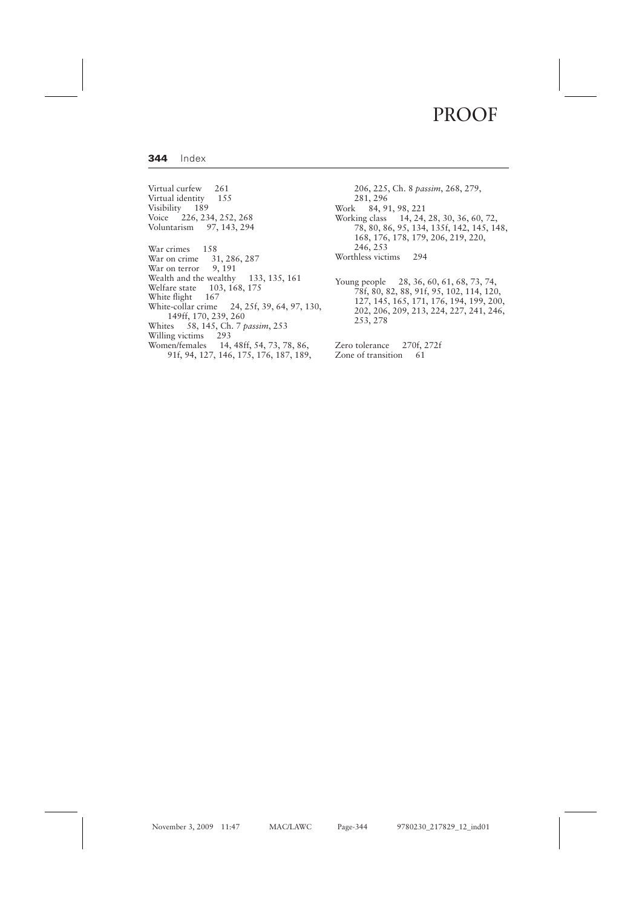Virtual curfew 261
Virtual identity 155
Visibility 189
Voice 226, 234, 252, 268
Voluntarism 97, 143, 294

War crimes 158
War on crime 31, 286, 287
War on terror 9, 191
Wealth and the wealthy 133, 135, 161
Welfare state 103, 168, 175
White flight 167
White-collar crime 24, 25f, 39, 64, 97, 130, 149ff, 170, 239, 260
Whites 58, 145, Ch. 7 *passim*, 253
Willing victims 293
Women/females 14, 48ff, 54, 73, 78, 86, 91f, 94, 127, 146, 175, 176, 187, 189, 206, 225, Ch. 8 *passim*, 268, 279, 281, 296
Work 84, 91, 98, 221
Working class 14, 24, 28, 30, 36, 60, 72, 78, 80, 86, 95, 134, 135f, 142, 145, 148, 168, 176, 178, 179, 206, 219, 220, 246, 253
Worthless victims 294

Young people 28, 36, 60, 61, 68, 73, 74, 78f, 80, 82, 88, 91f, 95, 102, 114, 120, 127, 145, 165, 171, 176, 194, 199, 200, 202, 206, 209, 213, 224, 227, 241, 246, 253, 278

Zero tolerance 270f, 272f
Zone of transition 61